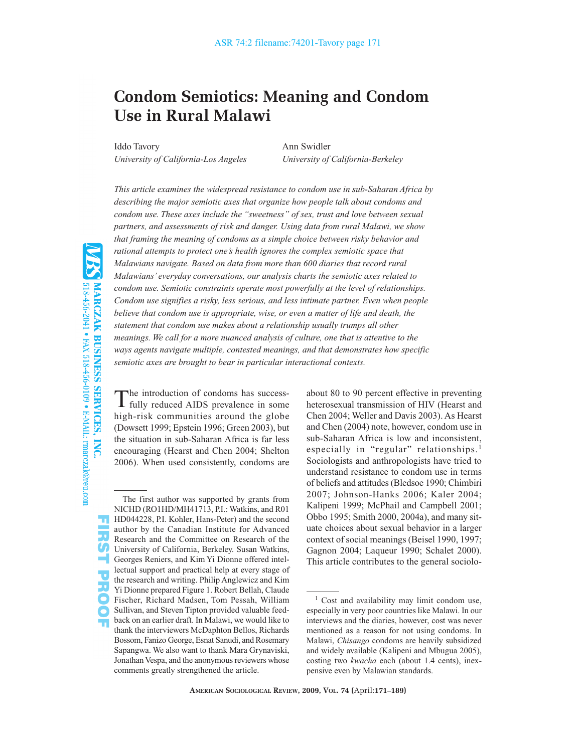# Condom Semiotics: Meaning and Condom Use in Rural Malawi

Iddo Tavory
*University of California-Los Angeles*

Ann Swidler
*University of California-Berkeley*

*This article examines the widespread resistance to condom use in sub-Saharan Africa by describing the major semiotic axes that organize how people talk about condoms and condom use. These axes include the "sweetness" of sex, trust and love between sexual partners, and assessments of risk and danger. Using data from rural Malawi, we show that framing the meaning of condoms as a simple choice between risky behavior and rational attempts to protect one's health ignores the complex semiotic space that Malawians navigate. Based on data from more than 600 diaries that record rural Malawians' everyday conversations, our analysis charts the semiotic axes related to condom use. Semiotic constraints operate most powerfully at the level of relationships. Condom use signifies a risky, less serious, and less intimate partner. Even when people believe that condom use is appropriate, wise, or even a matter of life and death, the statement that condom use makes about a relationship usually trumps all other meanings. We call for a more nuanced analysis of culture, one that is attentive to the ways agents navigate multiple, contested meanings, and that demonstrates how specific semiotic axes are brought to bear in particular interactional contexts.*

The introduction of condoms has successfully reduced AIDS prevalence in some high-risk communities around the globe (Dowsett 1999; Epstein 1996; Green 2003), but the situation in sub-Saharan Africa is far less encouraging (Hearst and Chen 2004; Shelton 2006). When used consistently, condoms are about 80 to 90 percent effective in preventing heterosexual transmission of HIV (Hearst and Chen 2004; Weller and Davis 2003). As Hearst and Chen (2004) note, however, condom use in sub-Saharan Africa is low and inconsistent, especially in "regular" relationships.[1] Sociologists and anthropologists have tried to understand resistance to condom use in terms of beliefs and attitudes (Bledsoe 1990; Chimbiri 2007; Johnson-Hanks 2006; Kaler 2004; Kalipeni 1999; McPhail and Campbell 2001; Obbo 1995; Smith 2000, 2004a), and many situate choices about sexual behavior in a larger context of social meanings (Beisel 1990, 1997; Gagnon 2004; Laqueur 1990; Schalet 2000). This article contributes to the general sociolo-

---

The first author was supported by grants from NICHD (RO1HD/MH41713, P.I.: Watkins, and R01 HD044228, P.I. Kohler, Hans-Peter) and the second author by the Canadian Institute for Advanced Research and the Committee on Research of the University of California, Berkeley. Susan Watkins, Georges Reniers, and Kim Yi Dionne offered intellectual support and practical help at every stage of the research and writing. Philip Anglewicz and Kim Yi Dionne prepared Figure 1. Robert Bellah, Claude Fischer, Richard Madsen, Tom Pessah, William Sullivan, and Steven Tipton provided valuable feedback on an earlier draft. In Malawi, we would like to thank the interviewers McDaphton Bellos, Richards Bossom, Fanizo George, Esnat Sanudi, and Rosemary Sapangwa. We also want to thank Mara Grynaviski, Jonathan Vespa, and the anonymous reviewers whose comments greatly strengthened the article.

[1] Cost and availability may limit condom use, especially in very poor countries like Malawi. In our interviews and the diaries, however, cost was never mentioned as a reason for not using condoms. In Malawi, *Chisango* condoms are heavily subsidized and widely available (Kalipeni and Mbugua 2005), costing two *kwacha* each (about 1.4 cents), inexpensive even by Malawian standards.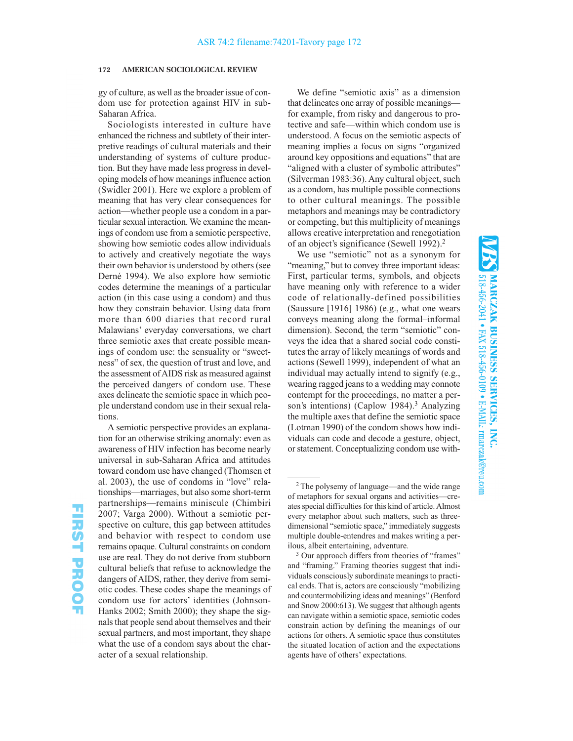gy of culture, as well as the broader issue of condom use for protection against HIV in sub-Saharan Africa.

Sociologists interested in culture have enhanced the richness and subtlety of their interpretive readings of cultural materials and their understanding of systems of culture production. But they have made less progress in developing models of how meanings influence action (Swidler 2001). Here we explore a problem of meaning that has very clear consequences for action—whether people use a condom in a particular sexual interaction. We examine the meanings of condom use from a semiotic perspective, showing how semiotic codes allow individuals to actively and creatively negotiate the ways their own behavior is understood by others (see Derné 1994). We also explore how semiotic codes determine the meanings of a particular action (in this case using a condom) and thus how they constrain behavior. Using data from more than 600 diaries that record rural Malawians' everyday conversations, we chart three semiotic axes that create possible meanings of condom use: the sensuality or "sweetness" of sex, the question of trust and love, and the assessment of AIDS risk as measured against the perceived dangers of condom use. These axes delineate the semiotic space in which people understand condom use in their sexual relations.

A semiotic perspective provides an explanation for an otherwise striking anomaly: even as awareness of HIV infection has become nearly universal in sub-Saharan Africa and attitudes toward condom use have changed (Thomsen et al. 2003), the use of condoms in "love" relationships—marriages, but also some short-term partnerships—remains miniscule (Chimbiri 2007; Varga 2000). Without a semiotic perspective on culture, this gap between attitudes and behavior with respect to condom use remains opaque. Cultural constraints on condom use are real. They do not derive from stubborn cultural beliefs that refuse to acknowledge the dangers of AIDS, rather, they derive from semiotic codes. These codes shape the meanings of condom use for actors' identities (Johnson-Hanks 2002; Smith 2000); they shape the signals that people send about themselves and their sexual partners, and most important, they shape what the use of a condom says about the character of a sexual relationship.

We define "semiotic axis" as a dimension that delineates one array of possible meanings—for example, from risky and dangerous to protective and safe—within which condom use is understood. A focus on the semiotic aspects of meaning implies a focus on signs "organized around key oppositions and equations" that are "aligned with a cluster of symbolic attributes" (Silverman 1983:36). Any cultural object, such as a condom, has multiple possible connections to other cultural meanings. The possible metaphors and meanings may be contradictory or competing, but this multiplicity of meanings allows creative interpretation and renegotiation of an object's significance (Sewell 1992).[2]

We use "semiotic" not as a synonym for "meaning," but to convey three important ideas: First, particular terms, symbols, and objects have meaning only with reference to a wider code of relationally-defined possibilities (Saussure [1916] 1986) (e.g., what one wears conveys meaning along the formal–informal dimension). Second, the term "semiotic" conveys the idea that a shared social code constitutes the array of likely meanings of words and actions (Sewell 1999), independent of what an individual may actually intend to signify (e.g., wearing ragged jeans to a wedding may connote contempt for the proceedings, no matter a person's intentions) (Caplow 1984).[3] Analyzing the multiple axes that define the semiotic space (Lotman 1990) of the condom shows how individuals can code and decode a gesture, object, or statement. Conceptualizing condom use with-

[2] The polysemy of language—and the wide range of metaphors for sexual organs and activities—creates special difficulties for this kind of article. Almost every metaphor about such matters, such as three-dimensional "semiotic space," immediately suggests multiple double-entendres and makes writing a perilous, albeit entertaining, adventure.

[3] Our approach differs from theories of "frames" and "framing." Framing theories suggest that individuals consciously subordinate meanings to practical ends. That is, actors are consciously "mobilizing and countermobilizing ideas and meanings" (Benford and Snow 2000:613). We suggest that although agents can navigate within a semiotic space, semiotic codes constrain action by defining the meanings of our actions for others. A semiotic space thus constitutes the situated location of action and the expectations agents have of others' expectations.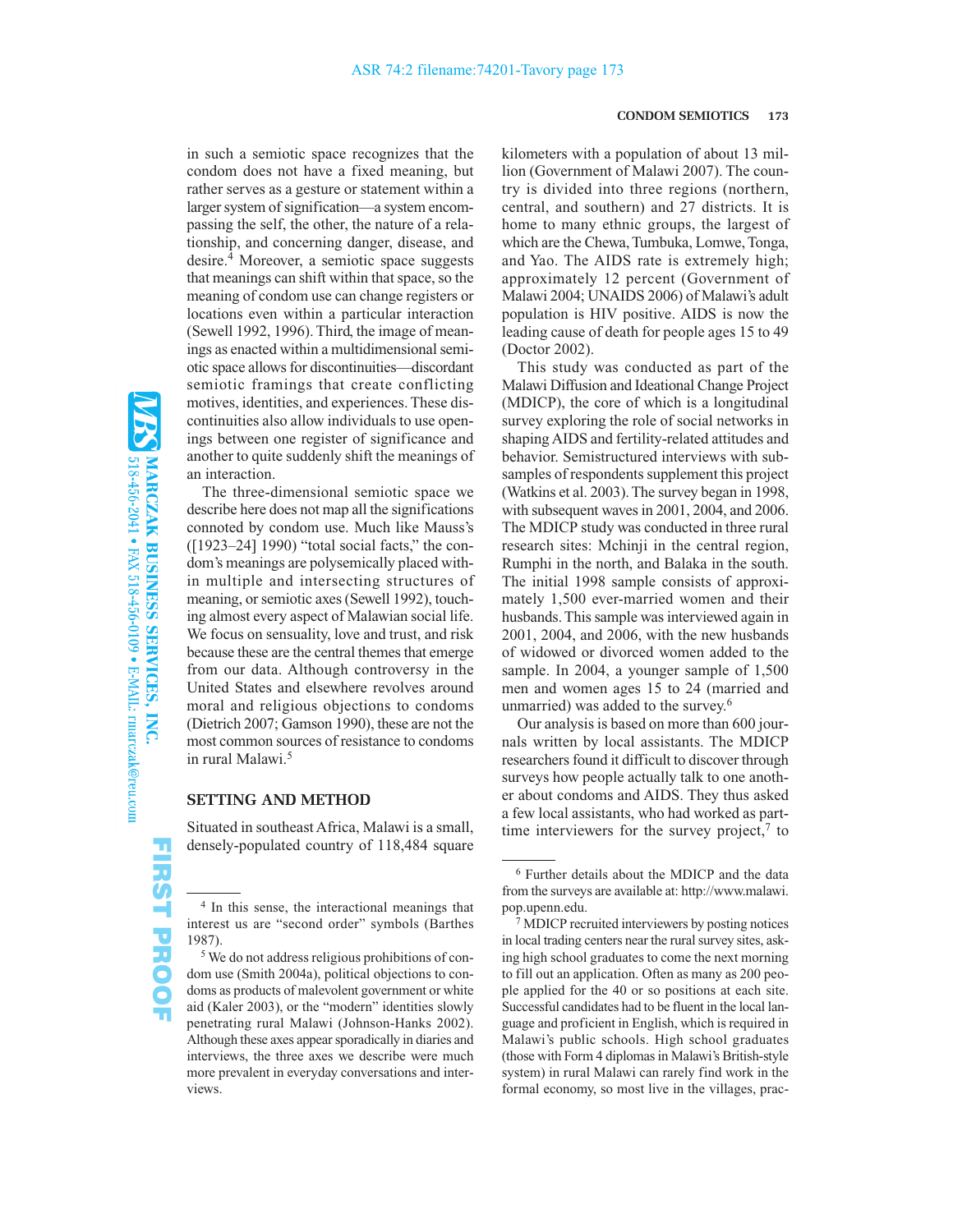in such a semiotic space recognizes that the condom does not have a fixed meaning, but rather serves as a gesture or statement within a larger system of signification—a system encompassing the self, the other, the nature of a relationship, and concerning danger, disease, and desire.[4] Moreover, a semiotic space suggests that meanings can shift within that space, so the meaning of condom use can change registers or locations even within a particular interaction (Sewell 1992, 1996). Third, the image of meanings as enacted within a multidimensional semiotic space allows for discontinuities—discordant semiotic framings that create conflicting motives, identities, and experiences. These discontinuities also allow individuals to use openings between one register of significance and another to quite suddenly shift the meanings of an interaction.

The three-dimensional semiotic space we describe here does not map all the significations connoted by condom use. Much like Mauss's ([1923–24] 1990) "total social facts," the condom's meanings are polysemically placed within multiple and intersecting structures of meaning, or semiotic axes (Sewell 1992), touching almost every aspect of Malawian social life. We focus on sensuality, love and trust, and risk because these are the central themes that emerge from our data. Although controversy in the United States and elsewhere revolves around moral and religious objections to condoms (Dietrich 2007; Gamson 1990), these are not the most common sources of resistance to condoms in rural Malawi.[5]

## SETTING AND METHOD

Situated in southeast Africa, Malawi is a small, densely-populated country of 118,484 square kilometers with a population of about 13 million (Government of Malawi 2007). The country is divided into three regions (northern, central, and southern) and 27 districts. It is home to many ethnic groups, the largest of which are the Chewa, Tumbuka, Lomwe, Tonga, and Yao. The AIDS rate is extremely high; approximately 12 percent (Government of Malawi 2004; UNAIDS 2006) of Malawi's adult population is HIV positive. AIDS is now the leading cause of death for people ages 15 to 49 (Doctor 2002).

This study was conducted as part of the Malawi Diffusion and Ideational Change Project (MDICP), the core of which is a longitudinal survey exploring the role of social networks in shaping AIDS and fertility-related attitudes and behavior. Semistructured interviews with subsamples of respondents supplement this project (Watkins et al. 2003). The survey began in 1998, with subsequent waves in 2001, 2004, and 2006. The MDICP study was conducted in three rural research sites: Mchinji in the central region, Rumphi in the north, and Balaka in the south. The initial 1998 sample consists of approximately 1,500 ever-married women and their husbands. This sample was interviewed again in 2001, 2004, and 2006, with the new husbands of widowed or divorced women added to the sample. In 2004, a younger sample of 1,500 men and women ages 15 to 24 (married and unmarried) was added to the survey.[6]

Our analysis is based on more than 600 journals written by local assistants. The MDICP researchers found it difficult to discover through surveys how people actually talk to one another about condoms and AIDS. They thus asked a few local assistants, who had worked as part-time interviewers for the survey project,[7] to

---

[4] In this sense, the interactional meanings that interest us are "second order" symbols (Barthes 1987).

[5] We do not address religious prohibitions of condom use (Smith 2004a), political objections to condoms as products of malevolent government or white aid (Kaler 2003), or the "modern" identities slowly penetrating rural Malawi (Johnson-Hanks 2002). Although these axes appear sporadically in diaries and interviews, the three axes we describe were much more prevalent in everyday conversations and interviews.

[6] Further details about the MDICP and the data from the surveys are available at: http://www.malawi.pop.upenn.edu.

[7] MDICP recruited interviewers by posting notices in local trading centers near the rural survey sites, asking high school graduates to come the next morning to fill out an application. Often as many as 200 people applied for the 40 or so positions at each site. Successful candidates had to be fluent in the local language and proficient in English, which is required in Malawi's public schools. High school graduates (those with Form 4 diplomas in Malawi's British-style system) in rural Malawi can rarely find work in the formal economy, so most live in the villages, prac-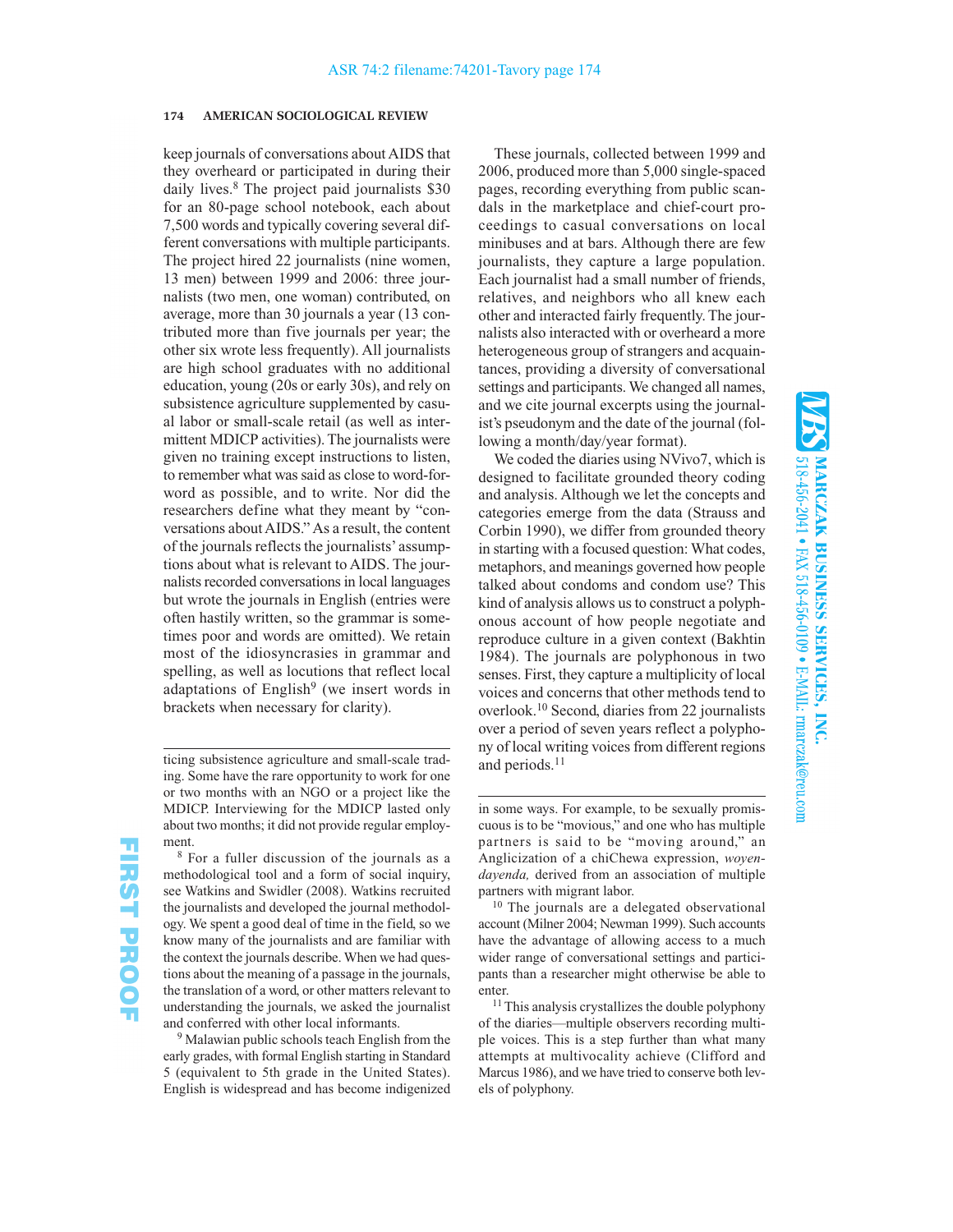keep journals of conversations about AIDS that they overheard or participated in during their daily lives.[8] The project paid journalists $30 for an 80-page school notebook, each about 7,500 words and typically covering several different conversations with multiple participants. The project hired 22 journalists (nine women, 13 men) between 1999 and 2006: three journalists (two men, one woman) contributed, on average, more than 30 journals a year (13 contributed more than five journals per year; the other six wrote less frequently). All journalists are high school graduates with no additional education, young (20s or early 30s), and rely on subsistence agriculture supplemented by casual labor or small-scale retail (as well as intermittent MDICP activities). The journalists were given no training except instructions to listen, to remember what was said as close to word-for-word as possible, and to write. Nor did the researchers define what they meant by "conversations about AIDS." As a result, the content of the journals reflects the journalists' assumptions about what is relevant to AIDS. The journalists recorded conversations in local languages but wrote the journals in English (entries were often hastily written, so the grammar is sometimes poor and words are omitted). We retain most of the idiosyncrasies in grammar and spelling, as well as locutions that reflect local adaptations of English[9] (we insert words in brackets when necessary for clarity).

These journals, collected between 1999 and 2006, produced more than 5,000 single-spaced pages, recording everything from public scandals in the marketplace and chief-court proceedings to casual conversations on local minibuses and at bars. Although there are few journalists, they capture a large population. Each journalist had a small number of friends, relatives, and neighbors who all knew each other and interacted fairly frequently. The journalists also interacted with or overheard a more heterogeneous group of strangers and acquaintances, providing a diversity of conversational settings and participants. We changed all names, and we cite journal excerpts using the journalist's pseudonym and the date of the journal (following a month/day/year format).

We coded the diaries using NVivo7, which is designed to facilitate grounded theory coding and analysis. Although we let the concepts and categories emerge from the data (Strauss and Corbin 1990), we differ from grounded theory in starting with a focused question: What codes, metaphors, and meanings governed how people talked about condoms and condom use? This kind of analysis allows us to construct a polyphonous account of how people negotiate and reproduce culture in a given context (Bakhtin 1984). The journals are polyphonous in two senses. First, they capture a multiplicity of local voices and concerns that other methods tend to overlook.[10] Second, diaries from 22 journalists over a period of seven years reflect a polyphony of local writing voices from different regions and periods.[11]

---

ticing subsistence agriculture and small-scale trading. Some have the rare opportunity to work for one or two months with an NGO or a project like the MDICP. Interviewing for the MDICP lasted only about two months; it did not provide regular employment.

[8] For a fuller discussion of the journals as a methodological tool and a form of social inquiry, see Watkins and Swidler (2008). Watkins recruited the journalists and developed the journal methodology. We spent a good deal of time in the field, so we know many of the journalists and are familiar with the context the journals describe. When we had questions about the meaning of a passage in the journals, the translation of a word, or other matters relevant to understanding the journals, we asked the journalist and conferred with other local informants.

[9] Malawian public schools teach English from the early grades, with formal English starting in Standard 5 (equivalent to 5th grade in the United States). English is widespread and has become indigenized in some ways. For example, to be sexually promiscuous is to be "movious," and one who has multiple partners is said to be "moving around," an Anglicization of a chiChewa expression, *woyendayenda,* derived from an association of multiple partners with migrant labor.

[10] The journals are a delegated observational account (Milner 2004; Newman 1999). Such accounts have the advantage of allowing access to a much wider range of conversational settings and participants than a researcher might otherwise be able to enter.

[11] This analysis crystallizes the double polyphony of the diaries—multiple observers recording multiple voices. This is a step further than what many attempts at multivocality achieve (Clifford and Marcus 1986), and we have tried to conserve both levels of polyphony.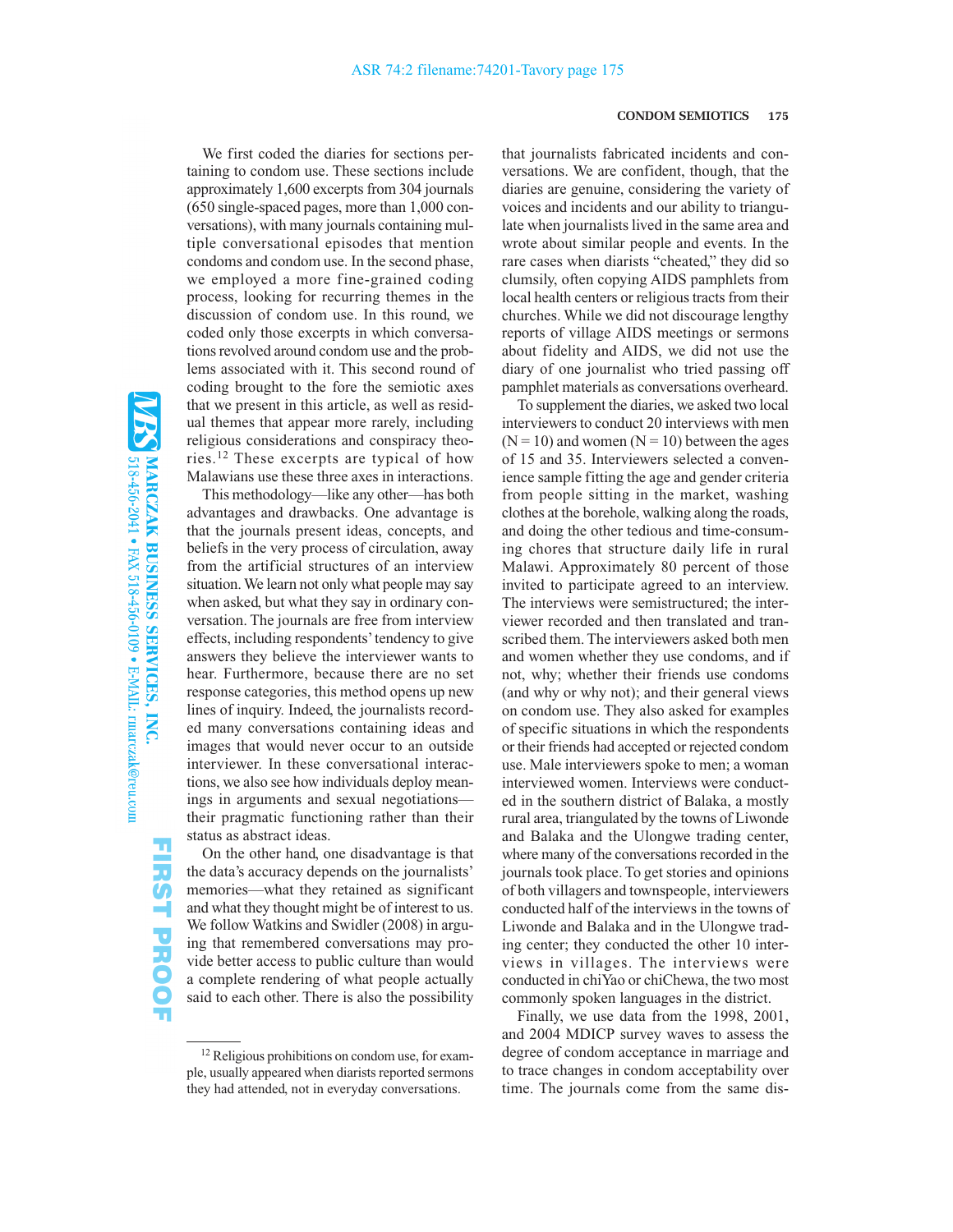We first coded the diaries for sections pertaining to condom use. These sections include approximately 1,600 excerpts from 304 journals (650 single-spaced pages, more than 1,000 conversations), with many journals containing multiple conversational episodes that mention condoms and condom use. In the second phase, we employed a more fine-grained coding process, looking for recurring themes in the discussion of condom use. In this round, we coded only those excerpts in which conversations revolved around condom use and the problems associated with it. This second round of coding brought to the fore the semiotic axes that we present in this article, as well as residual themes that appear more rarely, including religious considerations and conspiracy theories.[12] These excerpts are typical of how Malawians use these three axes in interactions.

This methodology—like any other—has both advantages and drawbacks. One advantage is that the journals present ideas, concepts, and beliefs in the very process of circulation, away from the artificial structures of an interview situation. We learn not only what people may say when asked, but what they say in ordinary conversation. The journals are free from interview effects, including respondents' tendency to give answers they believe the interviewer wants to hear. Furthermore, because there are no set response categories, this method opens up new lines of inquiry. Indeed, the journalists recorded many conversations containing ideas and images that would never occur to an outside interviewer. In these conversational interactions, we also see how individuals deploy meanings in arguments and sexual negotiations—their pragmatic functioning rather than their status as abstract ideas.

On the other hand, one disadvantage is that the data's accuracy depends on the journalists' memories—what they retained as significant and what they thought might be of interest to us. We follow Watkins and Swidler (2008) in arguing that remembered conversations may provide better access to public culture than would a complete rendering of what people actually said to each other. There is also the possibility that journalists fabricated incidents and conversations. We are confident, though, that the diaries are genuine, considering the variety of voices and incidents and our ability to triangulate when journalists lived in the same area and wrote about similar people and events. In the rare cases when diarists "cheated," they did so clumsily, often copying AIDS pamphlets from local health centers or religious tracts from their churches. While we did not discourage lengthy reports of village AIDS meetings or sermons about fidelity and AIDS, we did not use the diary of one journalist who tried passing off pamphlet materials as conversations overheard.

To supplement the diaries, we asked two local interviewers to conduct 20 interviews with men (N = 10) and women (N = 10) between the ages of 15 and 35. Interviewers selected a convenience sample fitting the age and gender criteria from people sitting in the market, washing clothes at the borehole, walking along the roads, and doing the other tedious and time-consuming chores that structure daily life in rural Malawi. Approximately 80 percent of those invited to participate agreed to an interview. The interviews were semistructured; the interviewer recorded and then translated and transcribed them. The interviewers asked both men and women whether they use condoms, and if not, why; whether their friends use condoms (and why or why not); and their general views on condom use. They also asked for examples of specific situations in which the respondents or their friends had accepted or rejected condom use. Male interviewers spoke to men; a woman interviewed women. Interviews were conducted in the southern district of Balaka, a mostly rural area, triangulated by the towns of Liwonde and Balaka and the Ulongwe trading center, where many of the conversations recorded in the journals took place. To get stories and opinions of both villagers and townspeople, interviewers conducted half of the interviews in the towns of Liwonde and Balaka and in the Ulongwe trading center; they conducted the other 10 interviews in villages. The interviews were conducted in chiYao or chiChewa, the two most commonly spoken languages in the district.

Finally, we use data from the 1998, 2001, and 2004 MDICP survey waves to assess the degree of condom acceptance in marriage and to trace changes in condom acceptability over time. The journals come from the same dis-

[12] Religious prohibitions on condom use, for example, usually appeared when diarists reported sermons they had attended, not in everyday conversations.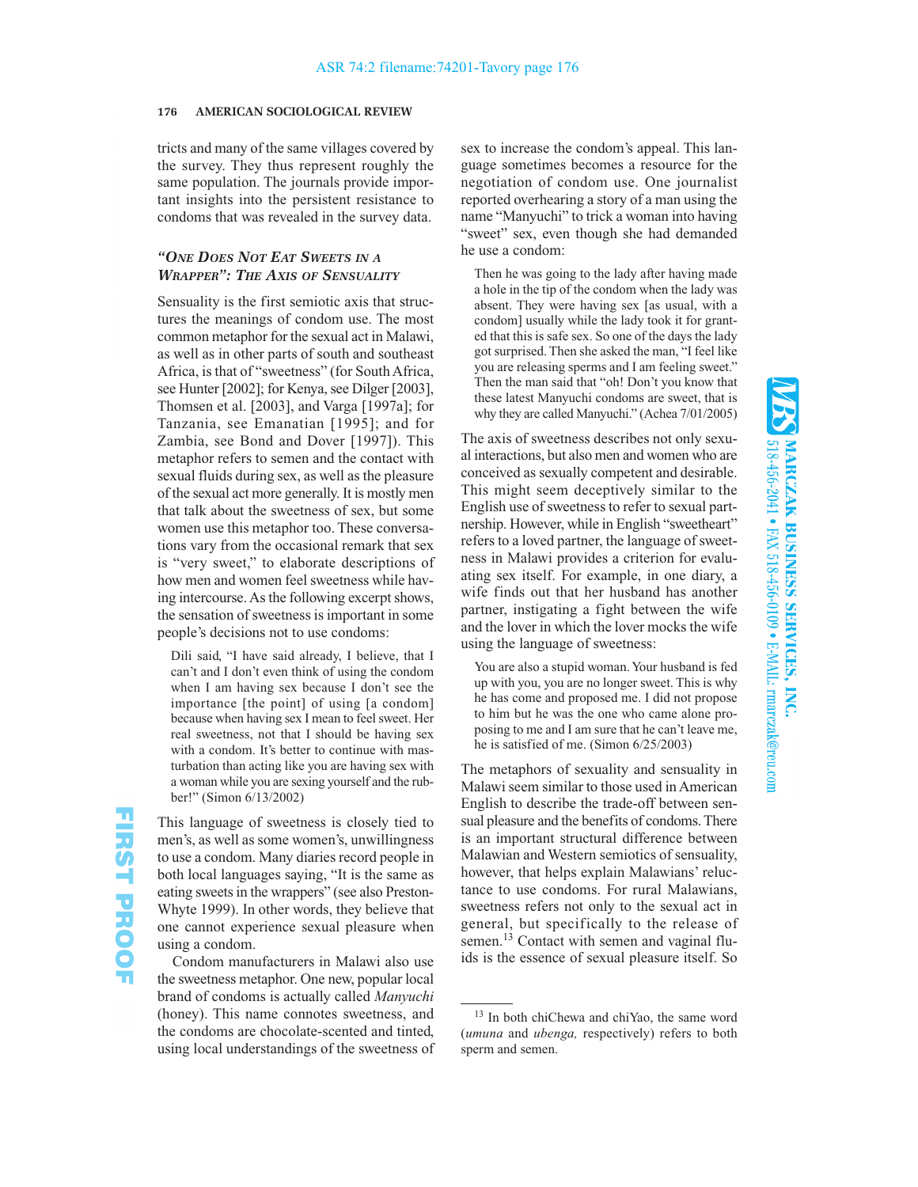tricts and many of the same villages covered by the survey. They thus represent roughly the same population. The journals provide important insights into the persistent resistance to condoms that was revealed in the survey data.

### *"One Does Not Eat Sweets in a Wrapper": The Axis of Sensuality*

Sensuality is the first semiotic axis that structures the meanings of condom use. The most common metaphor for the sexual act in Malawi, as well as in other parts of south and southeast Africa, is that of "sweetness" (for South Africa, see Hunter [2002]; for Kenya, see Dilger [2003], Thomsen et al. [2003], and Varga [1997a]; for Tanzania, see Emanatian [1995]; and for Zambia, see Bond and Dover [1997]). This metaphor refers to semen and the contact with sexual fluids during sex, as well as the pleasure of the sexual act more generally. It is mostly men that talk about the sweetness of sex, but some women use this metaphor too. These conversations vary from the occasional remark that sex is "very sweet," to elaborate descriptions of how men and women feel sweetness while having intercourse. As the following excerpt shows, the sensation of sweetness is important in some people's decisions not to use condoms:

> Dili said, "I have said already, I believe, that I can't and I don't even think of using the condom when I am having sex because I don't see the importance [the point] of using [a condom] because when having sex I mean to feel sweet. Her real sweetness, not that I should be having sex with a condom. It's better to continue with masturbation than acting like you are having sex with a woman while you are sexing yourself and the rubber!" (Simon 6/13/2002)

This language of sweetness is closely tied to men's, as well as some women's, unwillingness to use a condom. Many diaries record people in both local languages saying, "It is the same as eating sweets in the wrappers" (see also Preston-Whyte 1999). In other words, they believe that one cannot experience sexual pleasure when using a condom.

Condom manufacturers in Malawi also use the sweetness metaphor. One new, popular local brand of condoms is actually called *Manyuchi* (honey). This name connotes sweetness, and the condoms are chocolate-scented and tinted, using local understandings of the sweetness of sex to increase the condom's appeal. This language sometimes becomes a resource for the negotiation of condom use. One journalist reported overhearing a story of a man using the name "Manyuchi" to trick a woman into having "sweet" sex, even though she had demanded he use a condom:

> Then he was going to the lady after having made a hole in the tip of the condom when the lady was absent. They were having sex [as usual, with a condom] usually while the lady took it for granted that this is safe sex. So one of the days the lady got surprised. Then she asked the man, "I feel like you are releasing sperms and I am feeling sweet." Then the man said that "oh! Don't you know that these latest Manyuchi condoms are sweet, that is why they are called Manyuchi." (Achea 7/01/2005)

The axis of sweetness describes not only sexual interactions, but also men and women who are conceived as sexually competent and desirable. This might seem deceptively similar to the English use of sweetness to refer to sexual partnership. However, while in English "sweetheart" refers to a loved partner, the language of sweetness in Malawi provides a criterion for evaluating sex itself. For example, in one diary, a wife finds out that her husband has another partner, instigating a fight between the wife and the lover in which the lover mocks the wife using the language of sweetness:

> You are also a stupid woman. Your husband is fed up with you, you are no longer sweet. This is why he has come and proposed me. I did not propose to him but he was the one who came alone proposing to me and I am sure that he can't leave me, he is satisfied of me. (Simon 6/25/2003)

The metaphors of sexuality and sensuality in Malawi seem similar to those used in American English to describe the trade-off between sensual pleasure and the benefits of condoms. There is an important structural difference between Malawian and Western semiotics of sensuality, however, that helps explain Malawians' reluctance to use condoms. For rural Malawians, sweetness refers not only to the sexual act in general, but specifically to the release of semen.[13] Contact with semen and vaginal fluids is the essence of sexual pleasure itself. So

---

[13] In both chiChewa and chiYao, the same word (*umuna* and *ubenga,* respectively) refers to both sperm and semen.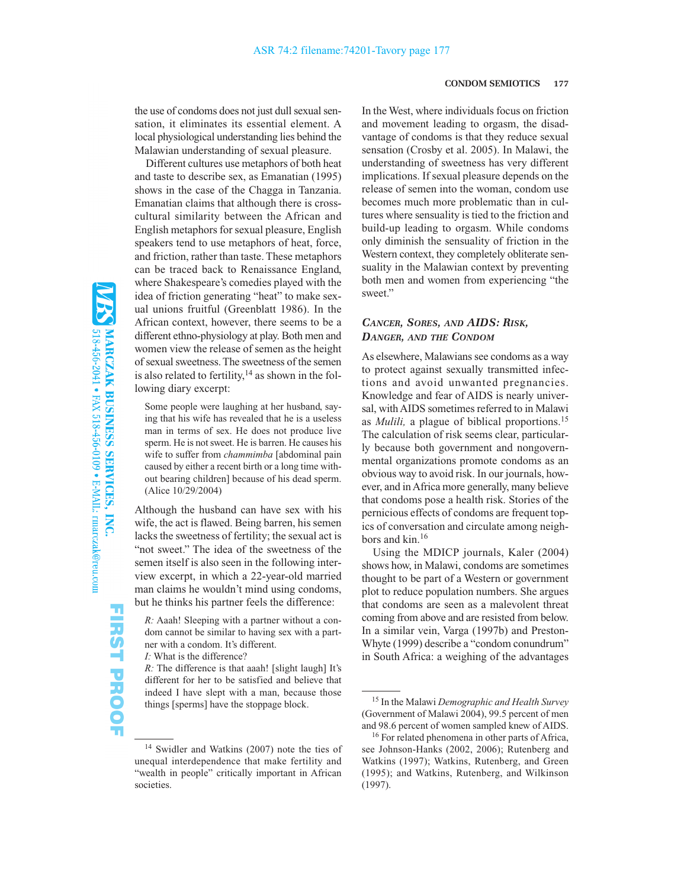the use of condoms does not just dull sexual sensation, it eliminates its essential element. A local physiological understanding lies behind the Malawian understanding of sexual pleasure.

Different cultures use metaphors of both heat and taste to describe sex, as Emanatian (1995) shows in the case of the Chagga in Tanzania. Emanatian claims that although there is cross-cultural similarity between the African and English metaphors for sexual pleasure, English speakers tend to use metaphors of heat, force, and friction, rather than taste. These metaphors can be traced back to Renaissance England, where Shakespeare's comedies played with the idea of friction generating "heat" to make sexual unions fruitful (Greenblatt 1986). In the African context, however, there seems to be a different ethno-physiology at play. Both men and women view the release of semen as the height of sexual sweetness. The sweetness of the semen is also related to fertility,[14] as shown in the following diary excerpt:

> Some people were laughing at her husband, saying that his wife has revealed that he is a useless man in terms of sex. He does not produce live sperm. He is not sweet. He is barren. He causes his wife to suffer from *chammimba* [abdominal pain caused by either a recent birth or a long time without bearing children] because of his dead sperm. (Alice 10/29/2004)

Although the husband can have sex with his wife, the act is flawed. Being barren, his semen lacks the sweetness of fertility; the sexual act is "not sweet." The idea of the sweetness of the semen itself is also seen in the following interview excerpt, in which a 22-year-old married man claims he wouldn't mind using condoms, but he thinks his partner feels the difference:

> *R:* Aaah! Sleeping with a partner without a condom cannot be similar to having sex with a partner with a condom. It's different.
> *I:* What is the difference?
> *R:* The difference is that aaah! [slight laugh] It's different for her to be satisfied and believe that indeed I have slept with a man, because those things [sperms] have the stoppage block.

In the West, where individuals focus on friction and movement leading to orgasm, the disadvantage of condoms is that they reduce sexual sensation (Crosby et al. 2005). In Malawi, the understanding of sweetness has very different implications. If sexual pleasure depends on the release of semen into the woman, condom use becomes much more problematic than in cultures where sensuality is tied to the friction and build-up leading to orgasm. While condoms only diminish the sensuality of friction in the Western context, they completely obliterate sensuality in the Malawian context by preventing both men and women from experiencing "the sweet."

### *Cancer, Sores, and AIDS: Risk, Danger, and the Condom*

As elsewhere, Malawians see condoms as a way to protect against sexually transmitted infections and avoid unwanted pregnancies. Knowledge and fear of AIDS is nearly universal, with AIDS sometimes referred to in Malawi as *Mulili,* a plague of biblical proportions.[15] The calculation of risk seems clear, particularly because both government and nongovernmental organizations promote condoms as an obvious way to avoid risk. In our journals, however, and in Africa more generally, many believe that condoms pose a health risk. Stories of the pernicious effects of condoms are frequent topics of conversation and circulate among neighbors and kin.[16]

Using the MDICP journals, Kaler (2004) shows how, in Malawi, condoms are sometimes thought to be part of a Western or government plot to reduce population numbers. She argues that condoms are seen as a malevolent threat coming from above and are resisted from below. In a similar vein, Varga (1997b) and Preston-Whyte (1999) describe a "condom conundrum" in South Africa: a weighing of the advantages

---

[14] Swidler and Watkins (2007) note the ties of unequal interdependence that make fertility and "wealth in people" critically important in African societies.

[15] In the Malawi *Demographic and Health Survey* (Government of Malawi 2004), 99.5 percent of men and 98.6 percent of women sampled knew of AIDS.

[16] For related phenomena in other parts of Africa, see Johnson-Hanks (2002, 2006); Rutenberg and Watkins (1997); Watkins, Rutenberg, and Green (1995); and Watkins, Rutenberg, and Wilkinson (1997).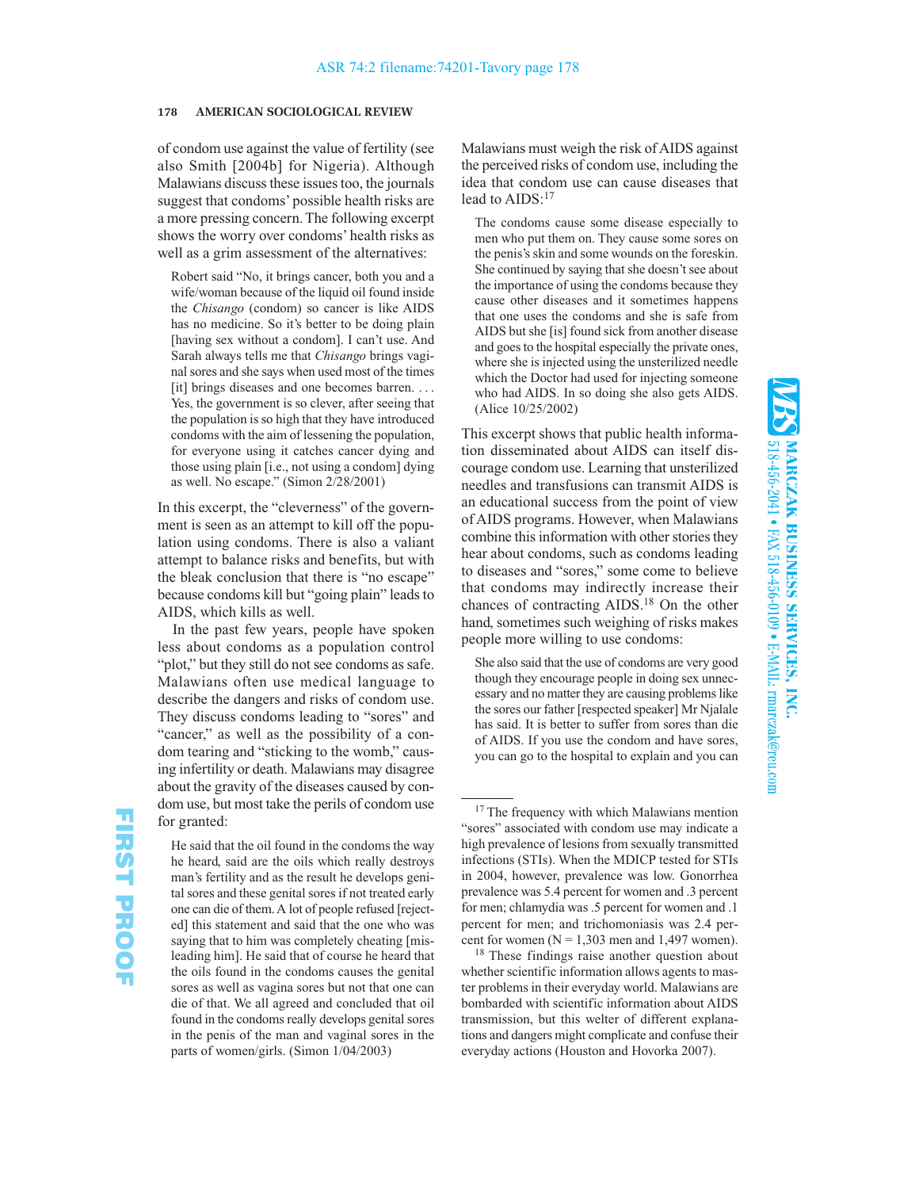of condom use against the value of fertility (see also Smith [2004b] for Nigeria). Although Malawians discuss these issues too, the journals suggest that condoms' possible health risks are a more pressing concern. The following excerpt shows the worry over condoms' health risks as well as a grim assessment of the alternatives:

> Robert said "No, it brings cancer, both you and a wife/woman because of the liquid oil found inside the *Chisango* (condom) so cancer is like AIDS has no medicine. So it's better to be doing plain [having sex without a condom]. I can't use. And Sarah always tells me that *Chisango* brings vaginal sores and she says when used most of the times [it] brings diseases and one becomes barren. . . . Yes, the government is so clever, after seeing that the population is so high that they have introduced condoms with the aim of lessening the population, for everyone using it catches cancer dying and those using plain [i.e., not using a condom] dying as well. No escape." (Simon 2/28/2001)

In this excerpt, the "cleverness" of the government is seen as an attempt to kill off the population using condoms. There is also a valiant attempt to balance risks and benefits, but with the bleak conclusion that there is "no escape" because condoms kill but "going plain" leads to AIDS, which kills as well.

In the past few years, people have spoken less about condoms as a population control "plot," but they still do not see condoms as safe. Malawians often use medical language to describe the dangers and risks of condom use. They discuss condoms leading to "sores" and "cancer," as well as the possibility of a condom tearing and "sticking to the womb," causing infertility or death. Malawians may disagree about the gravity of the diseases caused by condom use, but most take the perils of condom use for granted:

> He said that the oil found in the condoms the way he heard, said are the oils which really destroys man's fertility and as the result he develops genital sores and these genital sores if not treated early one can die of them. A lot of people refused [rejected] this statement and said that the one who was saying that to him was completely cheating [misleading him]. He said that of course he heard that the oils found in the condoms causes the genital sores as well as vagina sores but not that one can die of that. We all agreed and concluded that oil found in the condoms really develops genital sores in the penis of the man and vaginal sores in the parts of women/girls. (Simon 1/04/2003)

Malawians must weigh the risk of AIDS against the perceived risks of condom use, including the idea that condom use can cause diseases that lead to AIDS:[17]

> The condoms cause some disease especially to men who put them on. They cause some sores on the penis's skin and some wounds on the foreskin. She continued by saying that she doesn't see about the importance of using the condoms because they cause other diseases and it sometimes happens that one uses the condoms and she is safe from AIDS but she [is] found sick from another disease and goes to the hospital especially the private ones, where she is injected using the unsterilized needle which the Doctor had used for injecting someone who had AIDS. In so doing she also gets AIDS. (Alice 10/25/2002)

This excerpt shows that public health information disseminated about AIDS can itself discourage condom use. Learning that unsterilized needles and transfusions can transmit AIDS is an educational success from the point of view of AIDS programs. However, when Malawians combine this information with other stories they hear about condoms, such as condoms leading to diseases and "sores," some come to believe that condoms may indirectly increase their chances of contracting AIDS.[18] On the other hand, sometimes such weighing of risks makes people more willing to use condoms:

> She also said that the use of condoms are very good though they encourage people in doing sex unnecessary and no matter they are causing problems like the sores our father [respected speaker] Mr Njalale has said. It is better to suffer from sores than die of AIDS. If you use the condom and have sores, you can go to the hospital to explain and you can

---

[17] The frequency with which Malawians mention "sores" associated with condom use may indicate a high prevalence of lesions from sexually transmitted infections (STIs). When the MDICP tested for STIs in 2004, however, prevalence was low. Gonorrhea prevalence was 5.4 percent for women and .3 percent for men; chlamydia was .5 percent for women and .1 percent for men; and trichomoniasis was 2.4 percent for women (N = 1,303 men and 1,497 women).

[18] These findings raise another question about whether scientific information allows agents to master problems in their everyday world. Malawians are bombarded with scientific information about AIDS transmission, but this welter of different explanations and dangers might complicate and confuse their everyday actions (Houston and Hovorka 2007).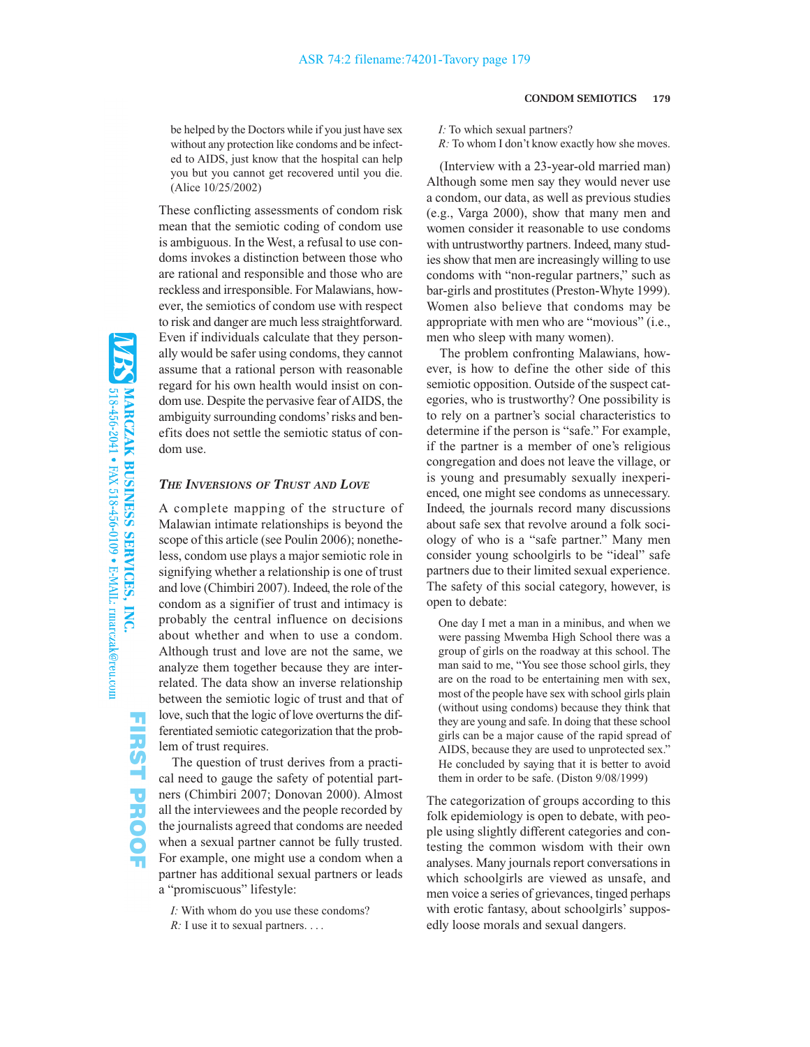be helped by the Doctors while if you just have sex without any protection like condoms and be infected to AIDS, just know that the hospital can help you but you cannot get recovered until you die. (Alice 10/25/2002)

These conflicting assessments of condom risk mean that the semiotic coding of condom use is ambiguous. In the West, a refusal to use condoms invokes a distinction between those who are rational and responsible and those who are reckless and irresponsible. For Malawians, however, the semiotics of condom use with respect to risk and danger are much less straightforward. Even if individuals calculate that they personally would be safer using condoms, they cannot assume that a rational person with reasonable regard for his own health would insist on condom use. Despite the pervasive fear of AIDS, the ambiguity surrounding condoms' risks and benefits does not settle the semiotic status of condom use.

### *The Inversions of Trust and Love*

A complete mapping of the structure of Malawian intimate relationships is beyond the scope of this article (see Poulin 2006); nonetheless, condom use plays a major semiotic role in signifying whether a relationship is one of trust and love (Chimbiri 2007). Indeed, the role of the condom as a signifier of trust and intimacy is probably the central influence on decisions about whether and when to use a condom. Although trust and love are not the same, we analyze them together because they are interrelated. The data show an inverse relationship between the semiotic logic of trust and that of love, such that the logic of love overturns the differentiated semiotic categorization that the problem of trust requires.

The question of trust derives from a practical need to gauge the safety of potential partners (Chimbiri 2007; Donovan 2000). Almost all the interviewees and the people recorded by the journalists agreed that condoms are needed when a sexual partner cannot be fully trusted. For example, one might use a condom when a partner has additional sexual partners or leads a "promiscuous" lifestyle:

> *I:* With whom do you use these condoms?
> *R:* I use it to sexual partners. . . .
> *I:* To which sexual partners?
> *R:* To whom I don't know exactly how she moves.

(Interview with a 23-year-old married man) Although some men say they would never use a condom, our data, as well as previous studies (e.g., Varga 2000), show that many men and women consider it reasonable to use condoms with untrustworthy partners. Indeed, many studies show that men are increasingly willing to use condoms with "non-regular partners," such as bar-girls and prostitutes (Preston-Whyte 1999). Women also believe that condoms may be appropriate with men who are "movious" (i.e., men who sleep with many women).

The problem confronting Malawians, however, is how to define the other side of this semiotic opposition. Outside of the suspect categories, who is trustworthy? One possibility is to rely on a partner's social characteristics to determine if the person is "safe." For example, if the partner is a member of one's religious congregation and does not leave the village, or is young and presumably sexually inexperienced, one might see condoms as unnecessary. Indeed, the journals record many discussions about safe sex that revolve around a folk sociology of who is a "safe partner." Many men consider young schoolgirls to be "ideal" safe partners due to their limited sexual experience. The safety of this social category, however, is open to debate:

> One day I met a man in a minibus, and when we were passing Mwemba High School there was a group of girls on the roadway at this school. The man said to me, "You see those school girls, they are on the road to be entertaining men with sex, most of the people have sex with school girls plain (without using condoms) because they think that they are young and safe. In doing that these school girls can be a major cause of the rapid spread of AIDS, because they are used to unprotected sex." He concluded by saying that it is better to avoid them in order to be safe. (Diston 9/08/1999)

The categorization of groups according to this folk epidemiology is open to debate, with people using slightly different categories and contesting the common wisdom with their own analyses. Many journals report conversations in which schoolgirls are viewed as unsafe, and men voice a series of grievances, tinged perhaps with erotic fantasy, about schoolgirls' supposedly loose morals and sexual dangers.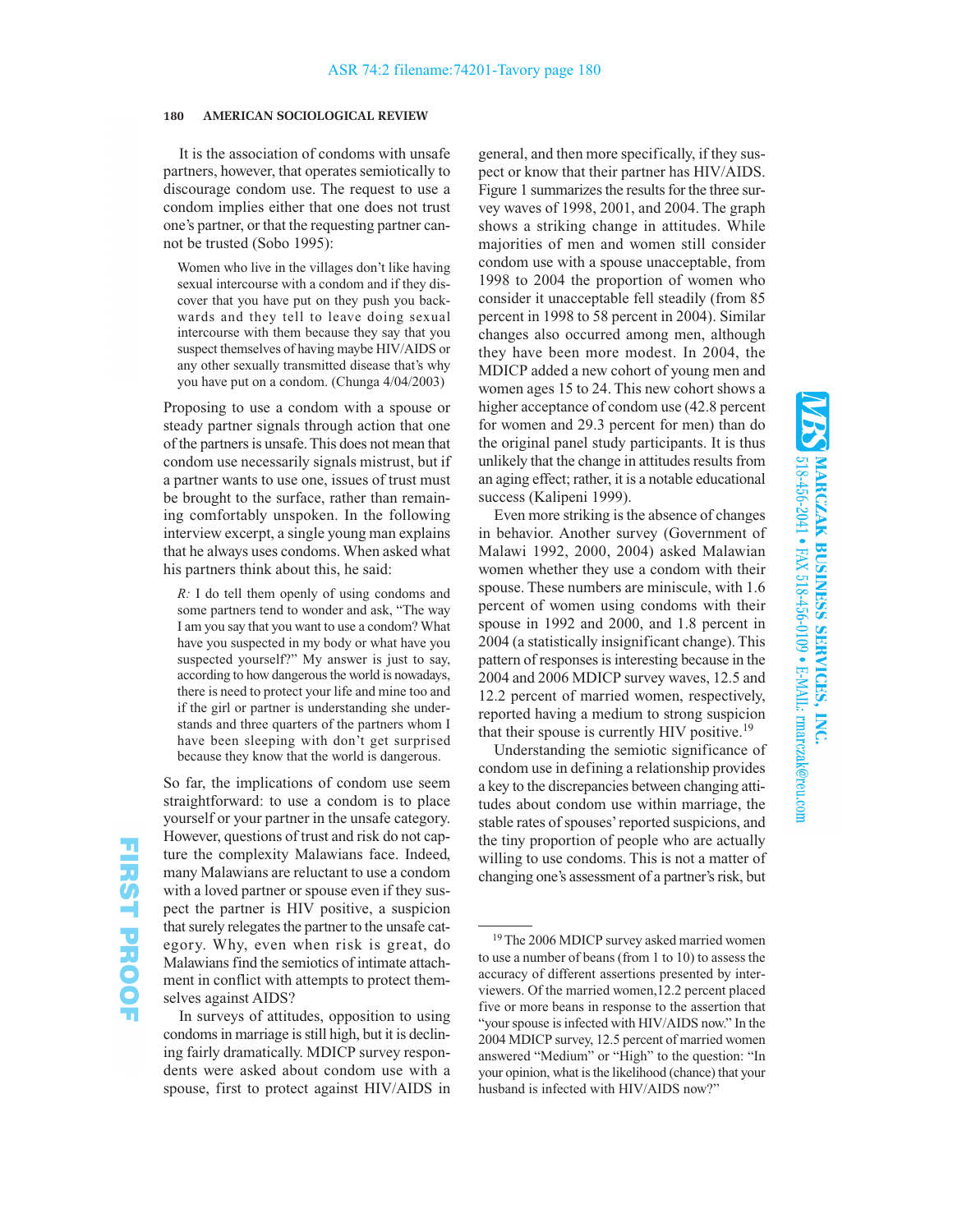It is the association of condoms with unsafe partners, however, that operates semiotically to discourage condom use. The request to use a condom implies either that one does not trust one's partner, or that the requesting partner cannot be trusted (Sobo 1995):

> Women who live in the villages don't like having sexual intercourse with a condom and if they discover that you have put on they push you backwards and they tell to leave doing sexual intercourse with them because they say that you suspect themselves of having maybe HIV/AIDS or any other sexually transmitted disease that's why you have put on a condom. (Chunga 4/04/2003)

Proposing to use a condom with a spouse or steady partner signals through action that one of the partners is unsafe. This does not mean that condom use necessarily signals mistrust, but if a partner wants to use one, issues of trust must be brought to the surface, rather than remaining comfortably unspoken. In the following interview excerpt, a single young man explains that he always uses condoms. When asked what his partners think about this, he said:

> *R:* I do tell them openly of using condoms and some partners tend to wonder and ask, "The way I am you say that you want to use a condom? What have you suspected in my body or what have you suspected yourself?" My answer is just to say, according to how dangerous the world is nowadays, there is need to protect your life and mine too and if the girl or partner is understanding she understands and three quarters of the partners whom I have been sleeping with don't get surprised because they know that the world is dangerous.

So far, the implications of condom use seem straightforward: to use a condom is to place yourself or your partner in the unsafe category. However, questions of trust and risk do not capture the complexity Malawians face. Indeed, many Malawians are reluctant to use a condom with a loved partner or spouse even if they suspect the partner is HIV positive, a suspicion that surely relegates the partner to the unsafe category. Why, even when risk is great, do Malawians find the semiotics of intimate attachment in conflict with attempts to protect themselves against AIDS?

In surveys of attitudes, opposition to using condoms in marriage is still high, but it is declining fairly dramatically. MDICP survey respondents were asked about condom use with a spouse, first to protect against HIV/AIDS in general, and then more specifically, if they suspect or know that their partner has HIV/AIDS. Figure 1 summarizes the results for the three survey waves of 1998, 2001, and 2004. The graph shows a striking change in attitudes. While majorities of men and women still consider condom use with a spouse unacceptable, from 1998 to 2004 the proportion of women who consider it unacceptable fell steadily (from 85 percent in 1998 to 58 percent in 2004). Similar changes also occurred among men, although they have been more modest. In 2004, the MDICP added a new cohort of young men and women ages 15 to 24. This new cohort shows a higher acceptance of condom use (42.8 percent for women and 29.3 percent for men) than do the original panel study participants. It is thus unlikely that the change in attitudes results from an aging effect; rather, it is a notable educational success (Kalipeni 1999).

Even more striking is the absence of changes in behavior. Another survey (Government of Malawi 1992, 2000, 2004) asked Malawian women whether they use a condom with their spouse. These numbers are miniscule, with 1.6 percent of women using condoms with their spouse in 1992 and 2000, and 1.8 percent in 2004 (a statistically insignificant change). This pattern of responses is interesting because in the 2004 and 2006 MDICP survey waves, 12.5 and 12.2 percent of married women, respectively, reported having a medium to strong suspicion that their spouse is currently HIV positive.[19]

Understanding the semiotic significance of condom use in defining a relationship provides a key to the discrepancies between changing attitudes about condom use within marriage, the stable rates of spouses' reported suspicions, and the tiny proportion of people who are actually willing to use condoms. This is not a matter of changing one's assessment of a partner's risk, but

---

[19] The 2006 MDICP survey asked married women to use a number of beans (from 1 to 10) to assess the accuracy of different assertions presented by interviewers. Of the married women,12.2 percent placed five or more beans in response to the assertion that "your spouse is infected with HIV/AIDS now." In the 2004 MDICP survey, 12.5 percent of married women answered "Medium" or "High" to the question: "In your opinion, what is the likelihood (chance) that your husband is infected with HIV/AIDS now?"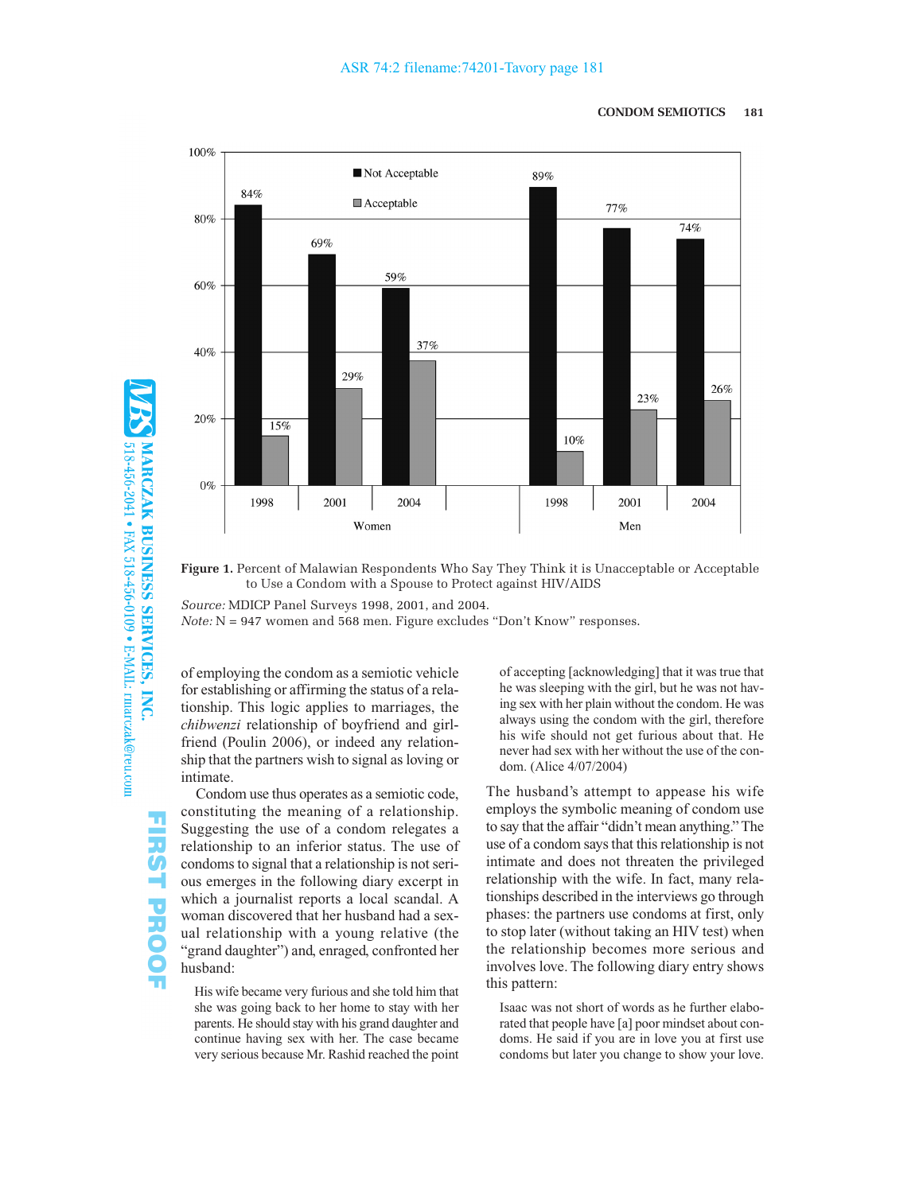100%
80%
60%
40%
20%
0%

Not Acceptable
Acceptable

84%
15%
69%
29%
59%
37%
89%
10%
77%
23%
74%
26%

1998
2001
2004
1998
2001
2004

Women
Men

**Figure 1.** Percent of Malawian Respondents Who Say They Think it is Unacceptable or Acceptable to Use a Condom with a Spouse to Protect against HIV/AIDS

*Source:* MDICP Panel Surveys 1998, 2001, and 2004.
*Note:* N = 947 women and 568 men. Figure excludes "Don't Know" responses.

of employing the condom as a semiotic vehicle for establishing or affirming the status of a relationship. This logic applies to marriages, the *chibwenzi* relationship of boyfriend and girlfriend (Poulin 2006), or indeed any relationship that the partners wish to signal as loving or intimate.

Condom use thus operates as a semiotic code, constituting the meaning of a relationship. Suggesting the use of a condom relegates a relationship to an inferior status. The use of condoms to signal that a relationship is not serious emerges in the following diary excerpt in which a journalist reports a local scandal. A woman discovered that her husband had a sexual relationship with a young relative (the "grand daughter") and, enraged, confronted her husband:

> His wife became very furious and she told him that she was going back to her home to stay with her parents. He should stay with his grand daughter and continue having sex with her. The case became very serious because Mr. Rashid reached the point of accepting [acknowledging] that it was true that he was sleeping with the girl, but he was not having sex with her plain without the condom. He was always using the condom with the girl, therefore his wife should not get furious about that. He never had sex with her without the use of the condom. (Alice 4/07/2004)

The husband's attempt to appease his wife employs the symbolic meaning of condom use to say that the affair "didn't mean anything." The use of a condom says that this relationship is not intimate and does not threaten the privileged relationship with the wife. In fact, many relationships described in the interviews go through phases: the partners use condoms at first, only to stop later (without taking an HIV test) when the relationship becomes more serious and involves love. The following diary entry shows this pattern:

> Isaac was not short of words as he further elaborated that people have [a] poor mindset about condoms. He said if you are in love you at first use condoms but later you change to show your love.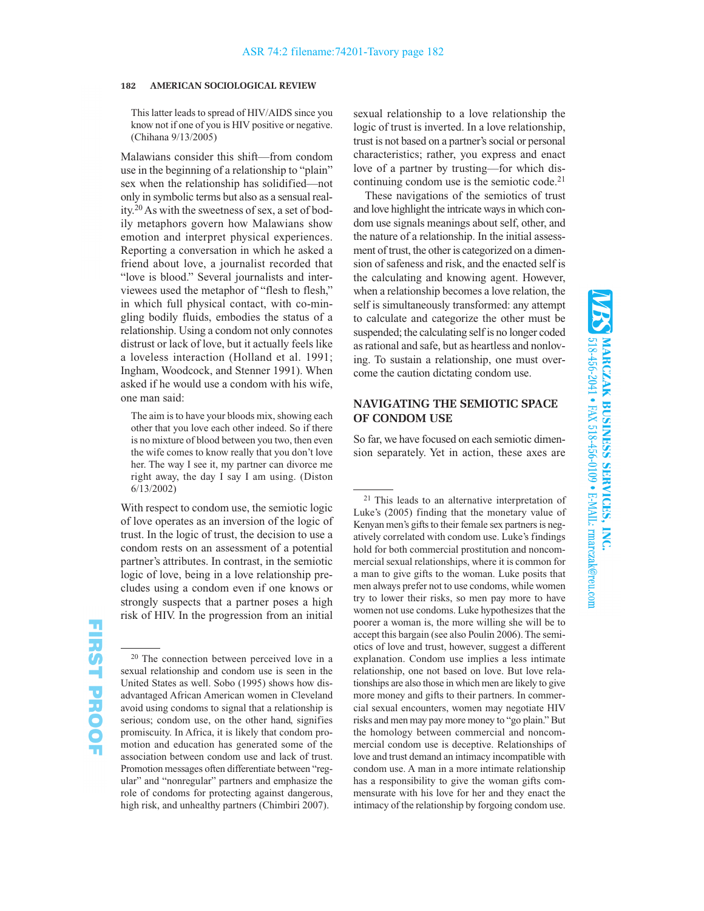This latter leads to spread of HIV/AIDS since you know not if one of you is HIV positive or negative. (Chihana 9/13/2005)

Malawians consider this shift—from condom use in the beginning of a relationship to "plain" sex when the relationship has solidified—not only in symbolic terms but also as a sensual reality.[20] As with the sweetness of sex, a set of bodily metaphors govern how Malawians show emotion and interpret physical experiences. Reporting a conversation in which he asked a friend about love, a journalist recorded that "love is blood." Several journalists and interviewees used the metaphor of "flesh to flesh," in which full physical contact, with co-mingling bodily fluids, embodies the status of a relationship. Using a condom not only connotes distrust or lack of love, but it actually feels like a loveless interaction (Holland et al. 1991; Ingham, Woodcock, and Stenner 1991). When asked if he would use a condom with his wife, one man said:

> The aim is to have your bloods mix, showing each other that you love each other indeed. So if there is no mixture of blood between you two, then even the wife comes to know really that you don't love her. The way I see it, my partner can divorce me right away, the day I say I am using. (Diston 6/13/2002)

With respect to condom use, the semiotic logic of love operates as an inversion of the logic of trust. In the logic of trust, the decision to use a condom rests on an assessment of a potential partner's attributes. In contrast, in the semiotic logic of love, being in a love relationship precludes using a condom even if one knows or strongly suspects that a partner poses a high risk of HIV. In the progression from an initial sexual relationship to a love relationship the logic of trust is inverted. In a love relationship, trust is not based on a partner's social or personal characteristics; rather, you express and enact love of a partner by trusting—for which discontinuing condom use is the semiotic code.[21]

These navigations of the semiotics of trust and love highlight the intricate ways in which condom use signals meanings about self, other, and the nature of a relationship. In the initial assessment of trust, the other is categorized on a dimension of safeness and risk, and the enacted self is the calculating and knowing agent. However, when a relationship becomes a love relation, the self is simultaneously transformed: any attempt to calculate and categorize the other must be suspended; the calculating self is no longer coded as rational and safe, but as heartless and nonloving. To sustain a relationship, one must overcome the caution dictating condom use.

## NAVIGATING THE SEMIOTIC SPACE OF CONDOM USE

So far, we have focused on each semiotic dimension separately. Yet in action, these axes are

---

[20] The connection between perceived love in a sexual relationship and condom use is seen in the United States as well. Sobo (1995) shows how disadvantaged African American women in Cleveland avoid using condoms to signal that a relationship is serious; condom use, on the other hand, signifies promiscuity. In Africa, it is likely that condom promotion and education has generated some of the association between condom use and lack of trust. Promotion messages often differentiate between "regular" and "nonregular" partners and emphasize the role of condoms for protecting against dangerous, high risk, and unhealthy partners (Chimbiri 2007).

[21] This leads to an alternative interpretation of Luke's (2005) finding that the monetary value of Kenyan men's gifts to their female sex partners is negatively correlated with condom use. Luke's findings hold for both commercial prostitution and noncommercial sexual relationships, where it is common for a man to give gifts to the woman. Luke posits that men always prefer not to use condoms, while women try to lower their risks, so men pay more to have women not use condoms. Luke hypothesizes that the poorer a woman is, the more willing she will be to accept this bargain (see also Poulin 2006). The semiotics of love and trust, however, suggest a different explanation. Condom use implies a less intimate relationship, one not based on love. But love relationships are also those in which men are likely to give more money and gifts to their partners. In commercial sexual encounters, women may negotiate HIV risks and men may pay more money to "go plain." But the homology between commercial and noncommercial condom use is deceptive. Relationships of love and trust demand an intimacy incompatible with condom use. A man in a more intimate relationship has a responsibility to give the woman gifts commensurate with his love for her and they enact the intimacy of the relationship by forgoing condom use.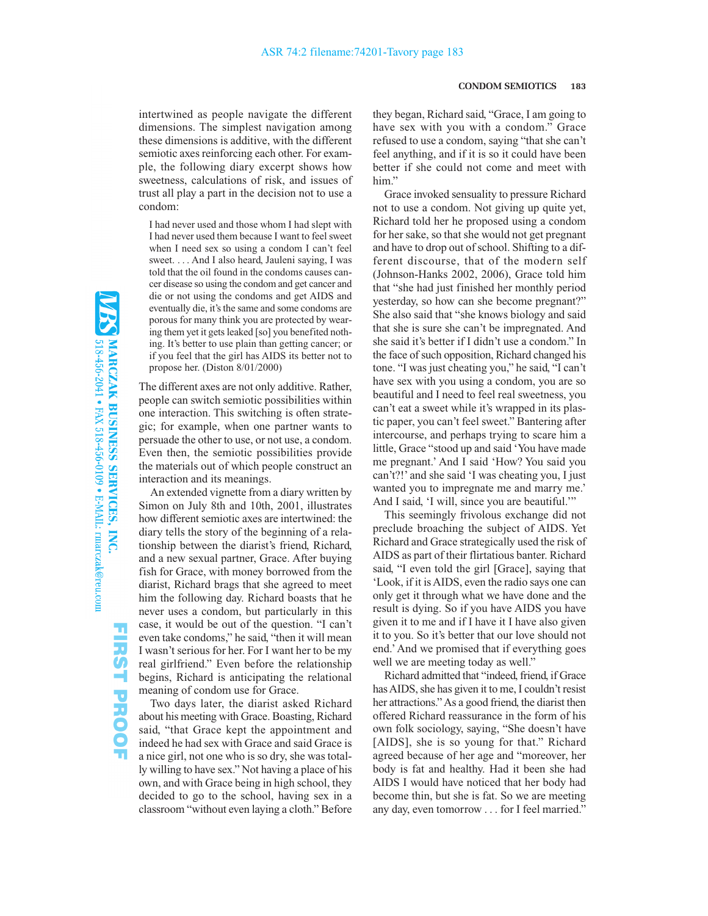intertwined as people navigate the different dimensions. The simplest navigation among these dimensions is additive, with the different semiotic axes reinforcing each other. For example, the following diary excerpt shows how sweetness, calculations of risk, and issues of trust all play a part in the decision not to use a condom:

> I had never used and those whom I had slept with I had never used them because I want to feel sweet when I need sex so using a condom I can't feel sweet. . . . And I also heard, Jauleni saying, I was told that the oil found in the condoms causes cancer disease so using the condom and get cancer and die or not using the condoms and get AIDS and eventually die, it's the same and some condoms are porous for many think you are protected by wearing them yet it gets leaked [so] you benefited nothing. It's better to use plain than getting cancer; or if you feel that the girl has AIDS its better not to propose her. (Diston 8/01/2000)

The different axes are not only additive. Rather, people can switch semiotic possibilities within one interaction. This switching is often strategic; for example, when one partner wants to persuade the other to use, or not use, a condom. Even then, the semiotic possibilities provide the materials out of which people construct an interaction and its meanings.

An extended vignette from a diary written by Simon on July 8th and 10th, 2001, illustrates how different semiotic axes are intertwined: the diary tells the story of the beginning of a relationship between the diarist's friend, Richard, and a new sexual partner, Grace. After buying fish for Grace, with money borrowed from the diarist, Richard brags that she agreed to meet him the following day. Richard boasts that he never uses a condom, but particularly in this case, it would be out of the question. "I can't even take condoms," he said, "then it will mean I wasn't serious for her. For I want her to be my real girlfriend." Even before the relationship begins, Richard is anticipating the relational meaning of condom use for Grace.

Two days later, the diarist asked Richard about his meeting with Grace. Boasting, Richard said, "that Grace kept the appointment and indeed he had sex with Grace and said Grace is a nice girl, not one who is so dry, she was totally willing to have sex." Not having a place of his own, and with Grace being in high school, they decided to go to the school, having sex in a classroom "without even laying a cloth." Before they began, Richard said, "Grace, I am going to have sex with you with a condom." Grace refused to use a condom, saying "that she can't feel anything, and if it is so it could have been better if she could not come and meet with him."

Grace invoked sensuality to pressure Richard not to use a condom. Not giving up quite yet, Richard told her he proposed using a condom for her sake, so that she would not get pregnant and have to drop out of school. Shifting to a different discourse, that of the modern self (Johnson-Hanks 2002, 2006), Grace told him that "she had just finished her monthly period yesterday, so how can she become pregnant?" She also said that "she knows biology and said that she is sure she can't be impregnated. And she said it's better if I didn't use a condom." In the face of such opposition, Richard changed his tone. "I was just cheating you," he said, "I can't have sex with you using a condom, you are so beautiful and I need to feel real sweetness, you can't eat a sweet while it's wrapped in its plastic paper, you can't feel sweet." Bantering after intercourse, and perhaps trying to scare him a little, Grace "stood up and said 'You have made me pregnant.' And I said 'How? You said you can't?!' and she said 'I was cheating you, I just wanted you to impregnate me and marry me.' And I said, 'I will, since you are beautiful.'"

This seemingly frivolous exchange did not preclude broaching the subject of AIDS. Yet Richard and Grace strategically used the risk of AIDS as part of their flirtatious banter. Richard said, "I even told the girl [Grace], saying that 'Look, if it is AIDS, even the radio says one can only get it through what we have done and the result is dying. So if you have AIDS you have given it to me and if I have it I have also given it to you. So it's better that our love should not end.' And we promised that if everything goes well we are meeting today as well."

Richard admitted that "indeed, friend, if Grace has AIDS, she has given it to me, I couldn't resist her attractions." As a good friend, the diarist then offered Richard reassurance in the form of his own folk sociology, saying, "She doesn't have [AIDS], she is so young for that." Richard agreed because of her age and "moreover, her body is fat and healthy. Had it been she had AIDS I would have noticed that her body had become thin, but she is fat. So we are meeting any day, even tomorrow . . . for I feel married."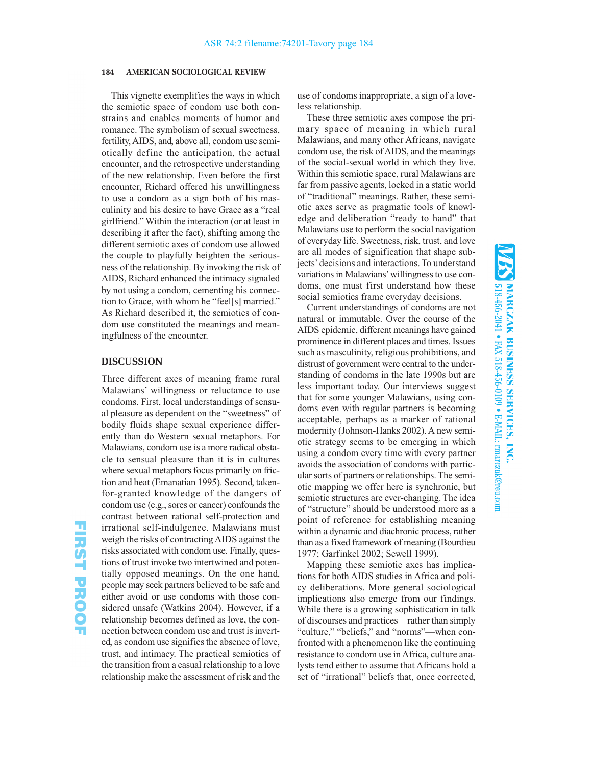This vignette exemplifies the ways in which the semiotic space of condom use both constrains and enables moments of humor and romance. The symbolism of sexual sweetness, fertility, AIDS, and, above all, condom use semiotically define the anticipation, the actual encounter, and the retrospective understanding of the new relationship. Even before the first encounter, Richard offered his unwillingness to use a condom as a sign both of his masculinity and his desire to have Grace as a "real girlfriend." Within the interaction (or at least in describing it after the fact), shifting among the different semiotic axes of condom use allowed the couple to playfully heighten the seriousness of the relationship. By invoking the risk of AIDS, Richard enhanced the intimacy signaled by not using a condom, cementing his connection to Grace, with whom he "feel[s] married." As Richard described it, the semiotics of condom use constituted the meanings and meaningfulness of the encounter.

## DISCUSSION

Three different axes of meaning frame rural Malawians' willingness or reluctance to use condoms. First, local understandings of sensual pleasure as dependent on the "sweetness" of bodily fluids shape sexual experience differently than do Western sexual metaphors. For Malawians, condom use is a more radical obstacle to sensual pleasure than it is in cultures where sexual metaphors focus primarily on friction and heat (Emanatian 1995). Second, taken-for-granted knowledge of the dangers of condom use (e.g., sores or cancer) confounds the contrast between rational self-protection and irrational self-indulgence. Malawians must weigh the risks of contracting AIDS against the risks associated with condom use. Finally, questions of trust invoke two intertwined and potentially opposed meanings. On the one hand, people may seek partners believed to be safe and either avoid or use condoms with those considered unsafe (Watkins 2004). However, if a relationship becomes defined as love, the connection between condom use and trust is inverted, as condom use signifies the absence of love, trust, and intimacy. The practical semiotics of the transition from a casual relationship to a love relationship make the assessment of risk and the use of condoms inappropriate, a sign of a loveless relationship.

These three semiotic axes compose the primary space of meaning in which rural Malawians, and many other Africans, navigate condom use, the risk of AIDS, and the meanings of the social-sexual world in which they live. Within this semiotic space, rural Malawians are far from passive agents, locked in a static world of "traditional" meanings. Rather, these semiotic axes serve as pragmatic tools of knowledge and deliberation "ready to hand" that Malawians use to perform the social navigation of everyday life. Sweetness, risk, trust, and love are all modes of signification that shape subjects' decisions and interactions. To understand variations in Malawians' willingness to use condoms, one must first understand how these social semiotics frame everyday decisions.

Current understandings of condoms are not natural or immutable. Over the course of the AIDS epidemic, different meanings have gained prominence in different places and times. Issues such as masculinity, religious prohibitions, and distrust of government were central to the understanding of condoms in the late 1990s but are less important today. Our interviews suggest that for some younger Malawians, using condoms even with regular partners is becoming acceptable, perhaps as a marker of rational modernity (Johnson-Hanks 2002). A new semiotic strategy seems to be emerging in which using a condom every time with every partner avoids the association of condoms with particular sorts of partners or relationships. The semiotic mapping we offer here is synchronic, but semiotic structures are ever-changing. The idea of "structure" should be understood more as a point of reference for establishing meaning within a dynamic and diachronic process, rather than as a fixed framework of meaning (Bourdieu 1977; Garfinkel 2002; Sewell 1999).

Mapping these semiotic axes has implications for both AIDS studies in Africa and policy deliberations. More general sociological implications also emerge from our findings. While there is a growing sophistication in talk of discourses and practices—rather than simply "culture," "beliefs," and "norms"—when confronted with a phenomenon like the continuing resistance to condom use in Africa, culture analysts tend either to assume that Africans hold a set of "irrational" beliefs that, once corrected,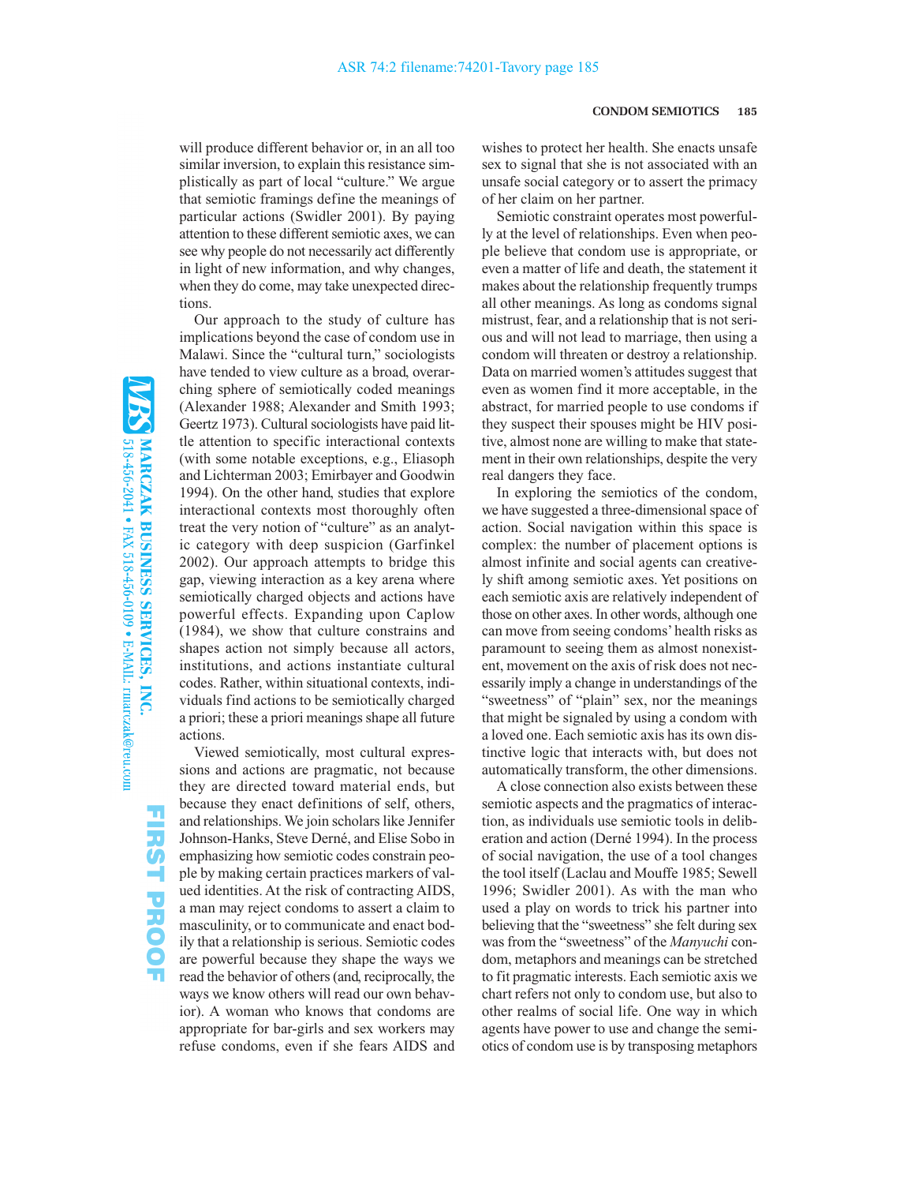will produce different behavior or, in an all too similar inversion, to explain this resistance simplistically as part of local "culture." We argue that semiotic framings define the meanings of particular actions (Swidler 2001). By paying attention to these different semiotic axes, we can see why people do not necessarily act differently in light of new information, and why changes, when they do come, may take unexpected directions.

Our approach to the study of culture has implications beyond the case of condom use in Malawi. Since the "cultural turn," sociologists have tended to view culture as a broad, overarching sphere of semiotically coded meanings (Alexander 1988; Alexander and Smith 1993; Geertz 1973). Cultural sociologists have paid little attention to specific interactional contexts (with some notable exceptions, e.g., Eliasoph and Lichterman 2003; Emirbayer and Goodwin 1994). On the other hand, studies that explore interactional contexts most thoroughly often treat the very notion of "culture" as an analytic category with deep suspicion (Garfinkel 2002). Our approach attempts to bridge this gap, viewing interaction as a key arena where semiotically charged objects and actions have powerful effects. Expanding upon Caplow (1984), we show that culture constrains and shapes action not simply because all actors, institutions, and actions instantiate cultural codes. Rather, within situational contexts, individuals find actions to be semiotically charged a priori; these a priori meanings shape all future actions.

Viewed semiotically, most cultural expressions and actions are pragmatic, not because they are directed toward material ends, but because they enact definitions of self, others, and relationships. We join scholars like Jennifer Johnson-Hanks, Steve Derné, and Elise Sobo in emphasizing how semiotic codes constrain people by making certain practices markers of valued identities. At the risk of contracting AIDS, a man may reject condoms to assert a claim to masculinity, or to communicate and enact bodily that a relationship is serious. Semiotic codes are powerful because they shape the ways we read the behavior of others (and, reciprocally, the ways we know others will read our own behavior). A woman who knows that condoms are appropriate for bar-girls and sex workers may refuse condoms, even if she fears AIDS and wishes to protect her health. She enacts unsafe sex to signal that she is not associated with an unsafe social category or to assert the primacy of her claim on her partner.

Semiotic constraint operates most powerfully at the level of relationships. Even when people believe that condom use is appropriate, or even a matter of life and death, the statement it makes about the relationship frequently trumps all other meanings. As long as condoms signal mistrust, fear, and a relationship that is not serious and will not lead to marriage, then using a condom will threaten or destroy a relationship. Data on married women's attitudes suggest that even as women find it more acceptable, in the abstract, for married people to use condoms if they suspect their spouses might be HIV positive, almost none are willing to make that statement in their own relationships, despite the very real dangers they face.

In exploring the semiotics of the condom, we have suggested a three-dimensional space of action. Social navigation within this space is complex: the number of placement options is almost infinite and social agents can creatively shift among semiotic axes. Yet positions on each semiotic axis are relatively independent of those on other axes. In other words, although one can move from seeing condoms' health risks as paramount to seeing them as almost nonexistent, movement on the axis of risk does not necessarily imply a change in understandings of the "sweetness" of "plain" sex, nor the meanings that might be signaled by using a condom with a loved one. Each semiotic axis has its own distinctive logic that interacts with, but does not automatically transform, the other dimensions.

A close connection also exists between these semiotic aspects and the pragmatics of interaction, as individuals use semiotic tools in deliberation and action (Derné 1994). In the process of social navigation, the use of a tool changes the tool itself (Laclau and Mouffe 1985; Sewell 1996; Swidler 2001). As with the man who used a play on words to trick his partner into believing that the "sweetness" she felt during sex was from the "sweetness" of the *Manyuchi* condom, metaphors and meanings can be stretched to fit pragmatic interests. Each semiotic axis we chart refers not only to condom use, but also to other realms of social life. One way in which agents have power to use and change the semiotics of condom use is by transposing metaphors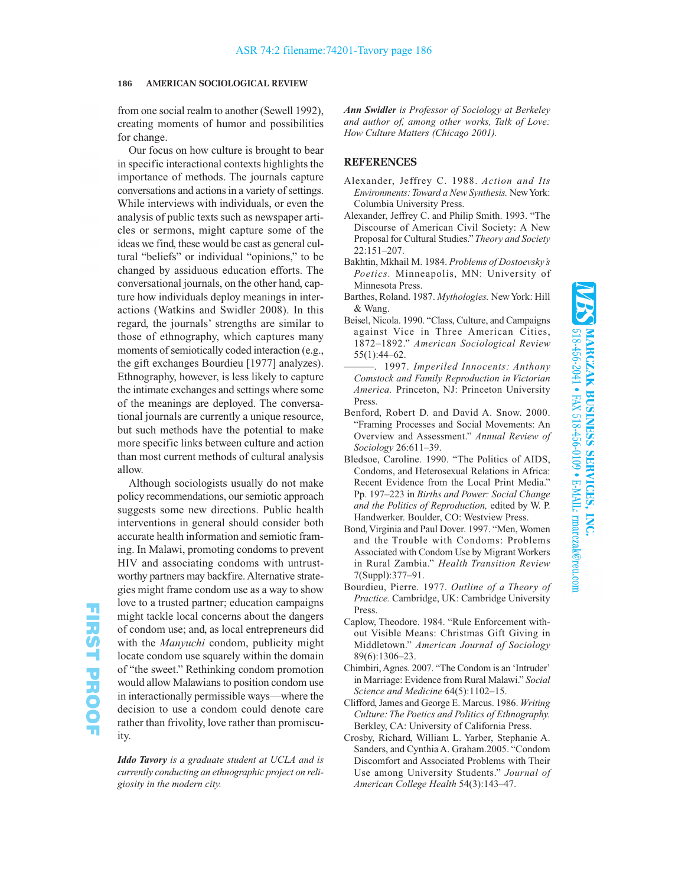from one social realm to another (Sewell 1992), creating moments of humor and possibilities for change.

Our focus on how culture is brought to bear in specific interactional contexts highlights the importance of methods. The journals capture conversations and actions in a variety of settings. While interviews with individuals, or even the analysis of public texts such as newspaper articles or sermons, might capture some of the ideas we find, these would be cast as general cultural "beliefs" or individual "opinions," to be changed by assiduous education efforts. The conversational journals, on the other hand, capture how individuals deploy meanings in interactions (Watkins and Swidler 2008). In this regard, the journals' strengths are similar to those of ethnography, which captures many moments of semiotically coded interaction (e.g., the gift exchanges Bourdieu [1977] analyzes). Ethnography, however, is less likely to capture the intimate exchanges and settings where some of the meanings are deployed. The conversational journals are currently a unique resource, but such methods have the potential to make more specific links between culture and action than most current methods of cultural analysis allow.

Although sociologists usually do not make policy recommendations, our semiotic approach suggests some new directions. Public health interventions in general should consider both accurate health information and semiotic framing. In Malawi, promoting condoms to prevent HIV and associating condoms with untrustworthy partners may backfire. Alternative strategies might frame condom use as a way to show love to a trusted partner; education campaigns might tackle local concerns about the dangers of condom use; and, as local entrepreneurs did with the *Manyuchi* condom, publicity might locate condom use squarely within the domain of "the sweet." Rethinking condom promotion would allow Malawians to position condom use in interactionally permissible ways—where the decision to use a condom could denote care rather than frivolity, love rather than promiscuity.

***Iddo Tavory*** *is a graduate student at UCLA and is currently conducting an ethnographic project on religiosity in the modern city.*

***Ann Swidler*** *is Professor of Sociology at Berkeley and author of, among other works, Talk of Love: How Culture Matters (Chicago 2001).*

## REFERENCES

Alexander, Jeffrey C. 1988. *Action and Its Environments: Toward a New Synthesis.* New York: Columbia University Press.

Alexander, Jeffrey C. and Philip Smith. 1993. "The Discourse of American Civil Society: A New Proposal for Cultural Studies." *Theory and Society* 22:151–207.

Bakhtin, Mkhail M. 1984. *Problems of Dostoevsky's Poetics.* Minneapolis, MN: University of Minnesota Press.

Barthes, Roland. 1987. *Mythologies.* New York: Hill & Wang.

Beisel, Nicola. 1990. "Class, Culture, and Campaigns against Vice in Three American Cities, 1872–1892." *American Sociological Review* 55(1):44–62.

———. 1997. *Imperiled Innocents: Anthony Comstock and Family Reproduction in Victorian America.* Princeton, NJ: Princeton University Press.

Benford, Robert D. and David A. Snow. 2000. "Framing Processes and Social Movements: An Overview and Assessment." *Annual Review of Sociology* 26:611–39.

Bledsoe, Caroline. 1990. "The Politics of AIDS, Condoms, and Heterosexual Relations in Africa: Recent Evidence from the Local Print Media." Pp. 197–223 in *Births and Power: Social Change and the Politics of Reproduction,* edited by W. P. Handwerker. Boulder, CO: Westview Press.

Bond, Virginia and Paul Dover. 1997. "Men, Women and the Trouble with Condoms: Problems Associated with Condom Use by Migrant Workers in Rural Zambia." *Health Transition Review* 7(Suppl):377–91.

Bourdieu, Pierre. 1977. *Outline of a Theory of Practice.* Cambridge, UK: Cambridge University Press.

Caplow, Theodore. 1984. "Rule Enforcement without Visible Means: Christmas Gift Giving in Middletown." *American Journal of Sociology* 89(6):1306–23.

Chimbiri, Agnes. 2007. "The Condom is an 'Intruder' in Marriage: Evidence from Rural Malawi." *Social Science and Medicine* 64(5):1102–15.

Clifford, James and George E. Marcus. 1986. *Writing Culture: The Poetics and Politics of Ethnography.* Berkley, CA: University of California Press.

Crosby, Richard, William L. Yarber, Stephanie A. Sanders, and Cynthia A. Graham.2005. "Condom Discomfort and Associated Problems with Their Use among University Students." *Journal of American College Health* 54(3):143–47.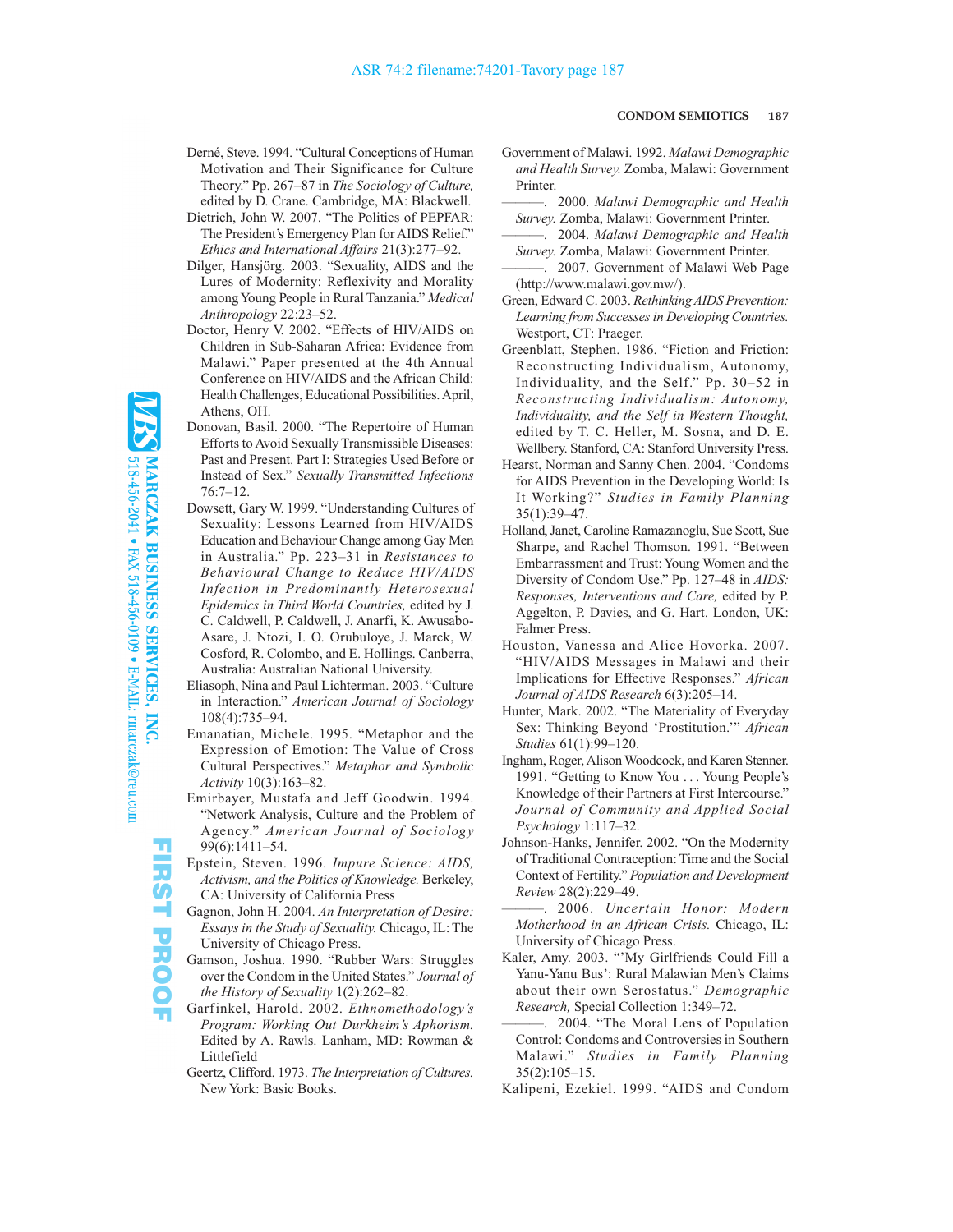Derné, Steve. 1994. "Cultural Conceptions of Human Motivation and Their Significance for Culture Theory." Pp. 267–87 in *The Sociology of Culture,* edited by D. Crane. Cambridge, MA: Blackwell.

Dietrich, John W. 2007. "The Politics of PEPFAR: The President's Emergency Plan for AIDS Relief." *Ethics and International Affairs* 21(3):277–92.

Dilger, Hansjörg. 2003. "Sexuality, AIDS and the Lures of Modernity: Reflexivity and Morality among Young People in Rural Tanzania." *Medical Anthropology* 22:23–52.

Doctor, Henry V. 2002. "Effects of HIV/AIDS on Children in Sub-Saharan Africa: Evidence from Malawi." Paper presented at the 4th Annual Conference on HIV/AIDS and the African Child: Health Challenges, Educational Possibilities. April, Athens, OH.

Donovan, Basil. 2000. "The Repertoire of Human Efforts to Avoid Sexually Transmissible Diseases: Past and Present. Part I: Strategies Used Before or Instead of Sex." *Sexually Transmitted Infections* 76:7–12.

Dowsett, Gary W. 1999. "Understanding Cultures of Sexuality: Lessons Learned from HIV/AIDS Education and Behaviour Change among Gay Men in Australia." Pp. 223–31 in *Resistances to Behavioural Change to Reduce HIV/AIDS Infection in Predominantly Heterosexual Epidemics in Third World Countries,* edited by J. C. Caldwell, P. Caldwell, J. Anarfi, K. Awusabo-Asare, J. Ntozi, I. O. Orubuloye, J. Marck, W. Cosford, R. Colombo, and E. Hollings. Canberra, Australia: Australian National University.

Eliasoph, Nina and Paul Lichterman. 2003. "Culture in Interaction." *American Journal of Sociology* 108(4):735–94.

Emanatian, Michele. 1995. "Metaphor and the Expression of Emotion: The Value of Cross Cultural Perspectives." *Metaphor and Symbolic Activity* 10(3):163–82.

Emirbayer, Mustafa and Jeff Goodwin. 1994. "Network Analysis, Culture and the Problem of Agency." *American Journal of Sociology* 99(6):1411–54.

Epstein, Steven. 1996. *Impure Science: AIDS, Activism, and the Politics of Knowledge.* Berkeley, CA: University of California Press

Gagnon, John H. 2004. *An Interpretation of Desire: Essays in the Study of Sexuality.* Chicago, IL: The University of Chicago Press.

Gamson, Joshua. 1990. "Rubber Wars: Struggles over the Condom in the United States." *Journal of the History of Sexuality* 1(2):262–82.

Garfinkel, Harold. 2002. *Ethnomethodology's Program: Working Out Durkheim's Aphorism.* Edited by A. Rawls. Lanham, MD: Rowman & Littlefield

Geertz, Clifford. 1973. *The Interpretation of Cultures.* New York: Basic Books.

Government of Malawi. 1992. *Malawi Demographic and Health Survey.* Zomba, Malawi: Government Printer.

———. 2000. *Malawi Demographic and Health Survey.* Zomba, Malawi: Government Printer.

———. 2004. *Malawi Demographic and Health Survey.* Zomba, Malawi: Government Printer.

———. 2007. Government of Malawi Web Page (http://www.malawi.gov.mw/).

Green, Edward C. 2003. *Rethinking AIDS Prevention: Learning from Successes in Developing Countries.* Westport, CT: Praeger.

Greenblatt, Stephen. 1986. "Fiction and Friction: Reconstructing Individualism, Autonomy, Individuality, and the Self." Pp. 30–52 in *Reconstructing Individualism: Autonomy, Individuality, and the Self in Western Thought,* edited by T. C. Heller, M. Sosna, and D. E. Wellbery. Stanford, CA: Stanford University Press.

Hearst, Norman and Sanny Chen. 2004. "Condoms for AIDS Prevention in the Developing World: Is It Working?" *Studies in Family Planning* 35(1):39–47.

Holland, Janet, Caroline Ramazanoglu, Sue Scott, Sue Sharpe, and Rachel Thomson. 1991. "Between Embarrassment and Trust: Young Women and the Diversity of Condom Use." Pp. 127–48 in *AIDS: Responses, Interventions and Care,* edited by P. Aggelton, P. Davies, and G. Hart. London, UK: Falmer Press.

Houston, Vanessa and Alice Hovorka. 2007. "HIV/AIDS Messages in Malawi and their Implications for Effective Responses." *African Journal of AIDS Research* 6(3):205–14.

Hunter, Mark. 2002. "The Materiality of Everyday Sex: Thinking Beyond 'Prostitution.'" *African Studies* 61(1):99–120.

Ingham, Roger, Alison Woodcock, and Karen Stenner. 1991. "Getting to Know You . . . Young People's Knowledge of their Partners at First Intercourse." *Journal of Community and Applied Social Psychology* 1:117–32.

Johnson-Hanks, Jennifer. 2002. "On the Modernity of Traditional Contraception: Time and the Social Context of Fertility." *Population and Development Review* 28(2):229–49.

———. 2006. *Uncertain Honor: Modern Motherhood in an African Crisis.* Chicago, IL: University of Chicago Press.

Kaler, Amy. 2003. "'My Girlfriends Could Fill a Yanu-Yanu Bus': Rural Malawian Men's Claims about their own Serostatus." *Demographic Research,* Special Collection 1:349–72.

———. 2004. "The Moral Lens of Population Control: Condoms and Controversies in Southern Malawi." *Studies in Family Planning* 35(2):105–15.

Kalipeni, Ezekiel. 1999. "AIDS and Condom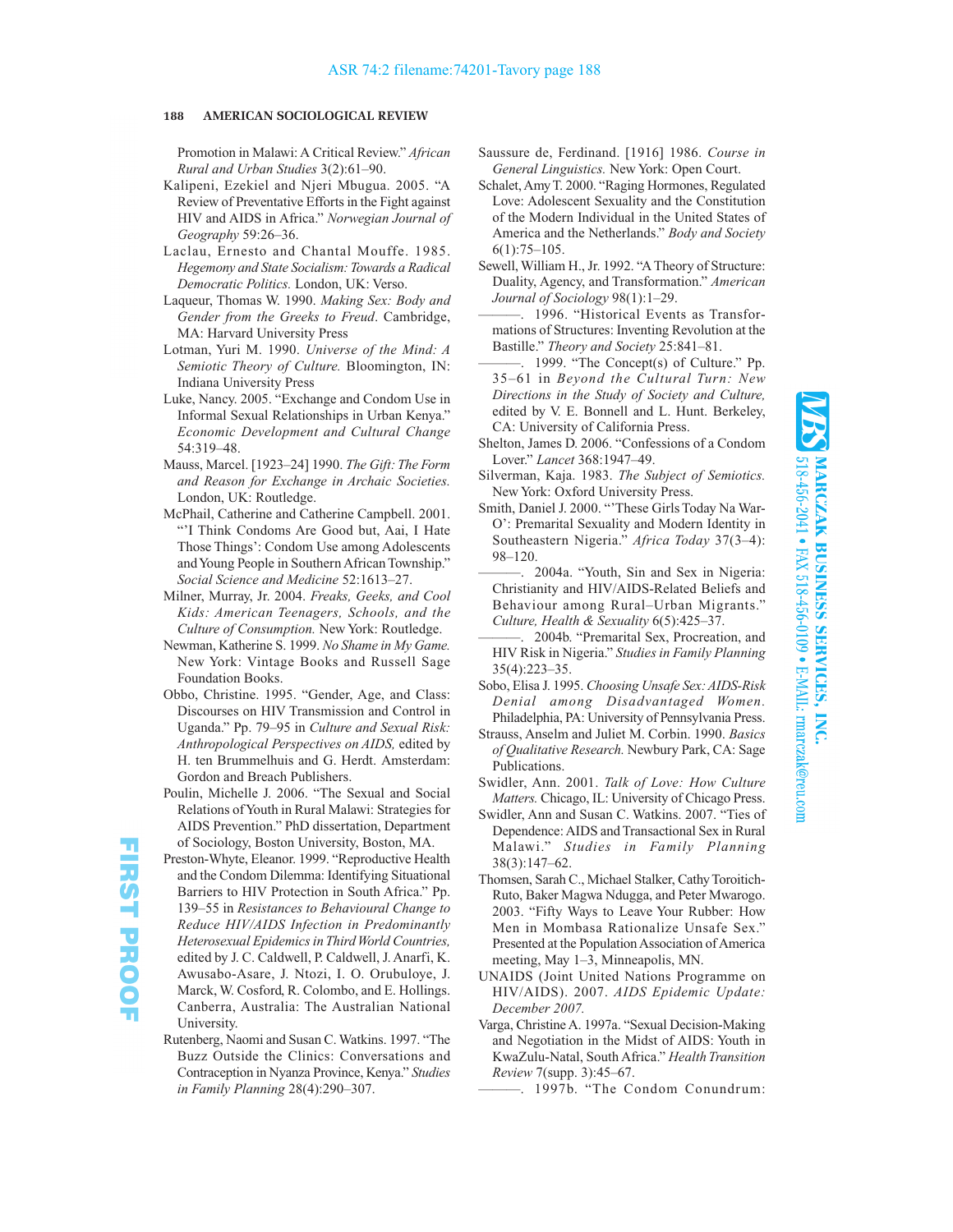Promotion in Malawi: A Critical Review." *African Rural and Urban Studies* 3(2):61–90.

Kalipeni, Ezekiel and Njeri Mbugua. 2005. "A Review of Preventative Efforts in the Fight against HIV and AIDS in Africa." *Norwegian Journal of Geography* 59:26–36.

Laclau, Ernesto and Chantal Mouffe. 1985. *Hegemony and State Socialism: Towards a Radical Democratic Politics.* London, UK: Verso.

Laqueur, Thomas W. 1990. *Making Sex: Body and Gender from the Greeks to Freud*. Cambridge, MA: Harvard University Press

Lotman, Yuri M. 1990. *Universe of the Mind: A Semiotic Theory of Culture.* Bloomington, IN: Indiana University Press

Luke, Nancy. 2005. "Exchange and Condom Use in Informal Sexual Relationships in Urban Kenya." *Economic Development and Cultural Change* 54:319–48.

Mauss, Marcel. [1923–24] 1990. *The Gift: The Form and Reason for Exchange in Archaic Societies.* London, UK: Routledge.

McPhail, Catherine and Catherine Campbell. 2001. "'I Think Condoms Are Good but, Aai, I Hate Those Things': Condom Use among Adolescents and Young People in Southern African Township." *Social Science and Medicine* 52:1613–27.

Milner, Murray, Jr. 2004. *Freaks, Geeks, and Cool Kids: American Teenagers, Schools, and the Culture of Consumption.* New York: Routledge.

Newman, Katherine S. 1999. *No Shame in My Game.* New York: Vintage Books and Russell Sage Foundation Books.

Obbo, Christine. 1995. "Gender, Age, and Class: Discourses on HIV Transmission and Control in Uganda." Pp. 79–95 in *Culture and Sexual Risk: Anthropological Perspectives on AIDS,* edited by H. ten Brummelhuis and G. Herdt. Amsterdam: Gordon and Breach Publishers.

Poulin, Michelle J. 2006. "The Sexual and Social Relations of Youth in Rural Malawi: Strategies for AIDS Prevention." PhD dissertation, Department of Sociology, Boston University, Boston, MA.

Preston-Whyte, Eleanor. 1999. "Reproductive Health and the Condom Dilemma: Identifying Situational Barriers to HIV Protection in South Africa." Pp. 139–55 in *Resistances to Behavioural Change to Reduce HIV/AIDS Infection in Predominantly Heterosexual Epidemics in Third World Countries,* edited by J. C. Caldwell, P. Caldwell, J. Anarfi, K. Awusabo-Asare, J. Ntozi, I. O. Orubuloye, J. Marck, W. Cosford, R. Colombo, and E. Hollings. Canberra, Australia: The Australian National University.

Rutenberg, Naomi and Susan C. Watkins. 1997. "The Buzz Outside the Clinics: Conversations and Contraception in Nyanza Province, Kenya." *Studies in Family Planning* 28(4):290–307.

Saussure de, Ferdinand. [1916] 1986. *Course in General Linguistics.* New York: Open Court.

Schalet, Amy T. 2000. "Raging Hormones, Regulated Love: Adolescent Sexuality and the Constitution of the Modern Individual in the United States of America and the Netherlands." *Body and Society* 6(1):75–105.

Sewell, William H., Jr. 1992. "A Theory of Structure: Duality, Agency, and Transformation." *American Journal of Sociology* 98(1):1–29.

———. 1996. "Historical Events as Transformations of Structures: Inventing Revolution at the Bastille." *Theory and Society* 25:841–81.

———. 1999. "The Concept(s) of Culture." Pp. 35–61 in *Beyond the Cultural Turn: New Directions in the Study of Society and Culture,* edited by V. E. Bonnell and L. Hunt. Berkeley, CA: University of California Press.

Shelton, James D. 2006. "Confessions of a Condom Lover." *Lancet* 368:1947–49.

Silverman, Kaja. 1983. *The Subject of Semiotics.* New York: Oxford University Press.

Smith, Daniel J. 2000. "'These Girls Today Na War-O': Premarital Sexuality and Modern Identity in Southeastern Nigeria." *Africa Today* 37(3–4): 98–120.

———. 2004a. "Youth, Sin and Sex in Nigeria: Christianity and HIV/AIDS-Related Beliefs and Behaviour among Rural–Urban Migrants." *Culture, Health & Sexuality* 6(5):425–37.

———. 2004b. "Premarital Sex, Procreation, and HIV Risk in Nigeria." *Studies in Family Planning* 35(4):223–35.

Sobo, Elisa J. 1995. *Choosing Unsafe Sex: AIDS-Risk Denial among Disadvantaged Women.* Philadelphia, PA: University of Pennsylvania Press.

Strauss, Anselm and Juliet M. Corbin. 1990. *Basics of Qualitative Research.* Newbury Park, CA: Sage Publications.

Swidler, Ann. 2001. *Talk of Love: How Culture Matters.* Chicago, IL: University of Chicago Press.

Swidler, Ann and Susan C. Watkins. 2007. "Ties of Dependence: AIDS and Transactional Sex in Rural Malawi." *Studies in Family Planning* 38(3):147–62.

Thomsen, Sarah C., Michael Stalker, Cathy Toroitich-Ruto, Baker Magwa Ndugga, and Peter Mwarogo. 2003. "Fifty Ways to Leave Your Rubber: How Men in Mombasa Rationalize Unsafe Sex." Presented at the Population Association of America meeting, May 1–3, Minneapolis, MN.

UNAIDS (Joint United Nations Programme on HIV/AIDS). 2007. *AIDS Epidemic Update: December 2007.*

Varga, Christine A. 1997a. "Sexual Decision-Making and Negotiation in the Midst of AIDS: Youth in KwaZulu-Natal, South Africa." *Health Transition Review* 7(supp. 3):45–67.

———. 1997b. "The Condom Conundrum: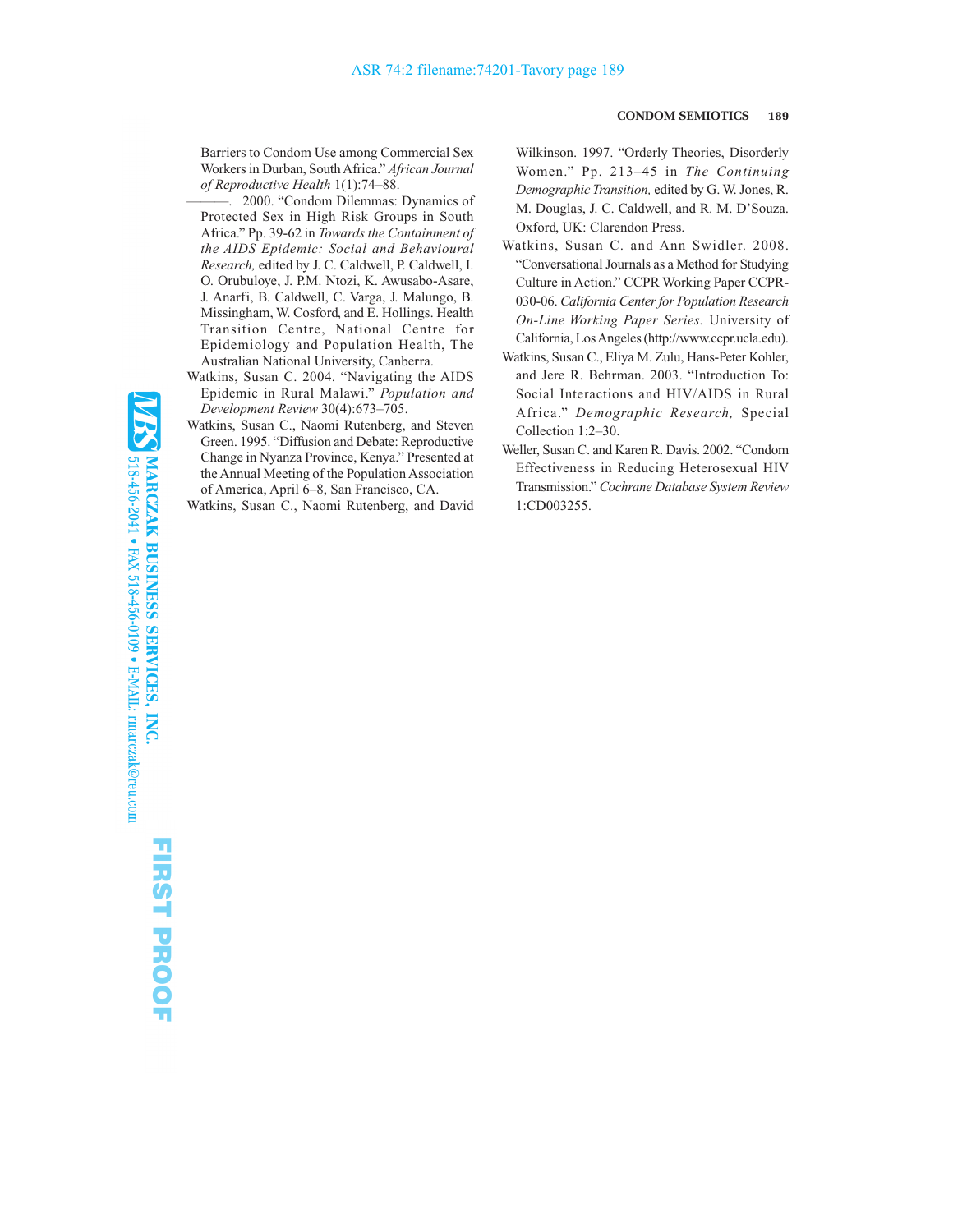Barriers to Condom Use among Commercial Sex Workers in Durban, South Africa." *African Journal of Reproductive Health* 1(1):74–88.

———. 2000. "Condom Dilemmas: Dynamics of Protected Sex in High Risk Groups in South Africa." Pp. 39-62 in *Towards the Containment of the AIDS Epidemic: Social and Behavioural Research,* edited by J. C. Caldwell, P. Caldwell, I. O. Orubuloye, J. P.M. Ntozi, K. Awusabo-Asare, J. Anarfi, B. Caldwell, C. Varga, J. Malungo, B. Missingham, W. Cosford, and E. Hollings. Health Transition Centre, National Centre for Epidemiology and Population Health, The Australian National University, Canberra.

Watkins, Susan C. 2004. "Navigating the AIDS Epidemic in Rural Malawi." *Population and Development Review* 30(4):673–705.

Watkins, Susan C., Naomi Rutenberg, and Steven Green. 1995. "Diffusion and Debate: Reproductive Change in Nyanza Province, Kenya." Presented at the Annual Meeting of the Population Association of America, April 6–8, San Francisco, CA.

Watkins, Susan C., Naomi Rutenberg, and David Wilkinson. 1997. "Orderly Theories, Disorderly Women." Pp. 213–45 in *The Continuing Demographic Transition,* edited by G. W. Jones, R. M. Douglas, J. C. Caldwell, and R. M. D'Souza. Oxford, UK: Clarendon Press.

Watkins, Susan C. and Ann Swidler. 2008. "Conversational Journals as a Method for Studying Culture in Action." CCPR Working Paper CCPR-030-06. *California Center for Population Research On-Line Working Paper Series.* University of California, Los Angeles (http://www.ccpr.ucla.edu).

Watkins, Susan C., Eliya M. Zulu, Hans-Peter Kohler, and Jere R. Behrman. 2003. "Introduction To: Social Interactions and HIV/AIDS in Rural Africa." *Demographic Research,* Special Collection 1:2–30.

Weller, Susan C. and Karen R. Davis. 2002. "Condom Effectiveness in Reducing Heterosexual HIV Transmission." *Cochrane Database System Review* 1:CD003255.